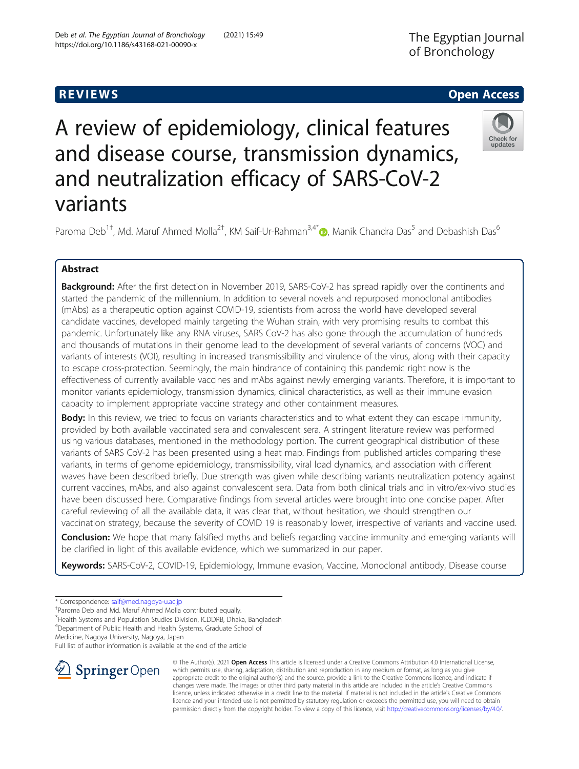REVIEWS

Open Access

# A review of epidemiology, clinical features and disease course, transmission dynamics, and neutralization efficacy of SARS-CoV-2 variants

Paroma Deb[1†], Md. Maruf Ahmed Molla[2†], KM Saif-Ur-Rahman[3,4*], Manik Chandra Das[5] and Debashish Das[6]

## Abstract

**Background:** After the first detection in November 2019, SARS-CoV-2 has spread rapidly over the continents and started the pandemic of the millennium. In addition to several novels and repurposed monoclonal antibodies (mAbs) as a therapeutic option against COVID-19, scientists from across the world have developed several candidate vaccines, developed mainly targeting the Wuhan strain, with very promising results to combat this pandemic. Unfortunately like any RNA viruses, SARS CoV-2 has also gone through the accumulation of hundreds and thousands of mutations in their genome lead to the development of several variants of concerns (VOC) and variants of interests (VOI), resulting in increased transmissibility and virulence of the virus, along with their capacity to escape cross-protection. Seemingly, the main hindrance of containing this pandemic right now is the effectiveness of currently available vaccines and mAbs against newly emerging variants. Therefore, it is important to monitor variants epidemiology, transmission dynamics, clinical characteristics, as well as their immune evasion capacity to implement appropriate vaccine strategy and other containment measures.

**Body:** In this review, we tried to focus on variants characteristics and to what extent they can escape immunity, provided by both available vaccinated sera and convalescent sera. A stringent literature review was performed using various databases, mentioned in the methodology portion. The current geographical distribution of these variants of SARS CoV-2 has been presented using a heat map. Findings from published articles comparing these variants, in terms of genome epidemiology, transmissibility, viral load dynamics, and association with different waves have been described briefly. Due strength was given while describing variants neutralization potency against current vaccines, mAbs, and also against convalescent sera. Data from both clinical trials and in vitro/ex-vivo studies have been discussed here. Comparative findings from several articles were brought into one concise paper. After careful reviewing of all the available data, it was clear that, without hesitation, we should strengthen our vaccination strategy, because the severity of COVID 19 is reasonably lower, irrespective of variants and vaccine used.

**Conclusion:** We hope that many falsified myths and beliefs regarding vaccine immunity and emerging variants will be clarified in light of this available evidence, which we summarized in our paper.

**Keywords:** SARS-CoV-2, COVID-19, Epidemiology, Immune evasion, Vaccine, Monoclonal antibody, Disease course

\* Correspondence: saif@med.nagoya-u.ac.jp

†Paroma Deb and Md. Maruf Ahmed Molla contributed equally.

[3]Health Systems and Population Studies Division, ICDDRB, Dhaka, Bangladesh

[4]Department of Public Health and Health Systems, Graduate School of Medicine, Nagoya University, Nagoya, Japan

Full list of author information is available at the end of the article

© The Author(s). 2021 **Open Access** This article is licensed under a Creative Commons Attribution 4.0 International License, which permits use, sharing, adaptation, distribution and reproduction in any medium or format, as long as you give appropriate credit to the original author(s) and the source, provide a link to the Creative Commons licence, and indicate if changes were made. The images or other third party material in this article are included in the article's Creative Commons licence, unless indicated otherwise in a credit line to the material. If material is not included in the article's Creative Commons licence and your intended use is not permitted by statutory regulation or exceeds the permitted use, you will need to obtain permission directly from the copyright holder. To view a copy of this licence, visit http://creativecommons.org/licenses/by/4.0/.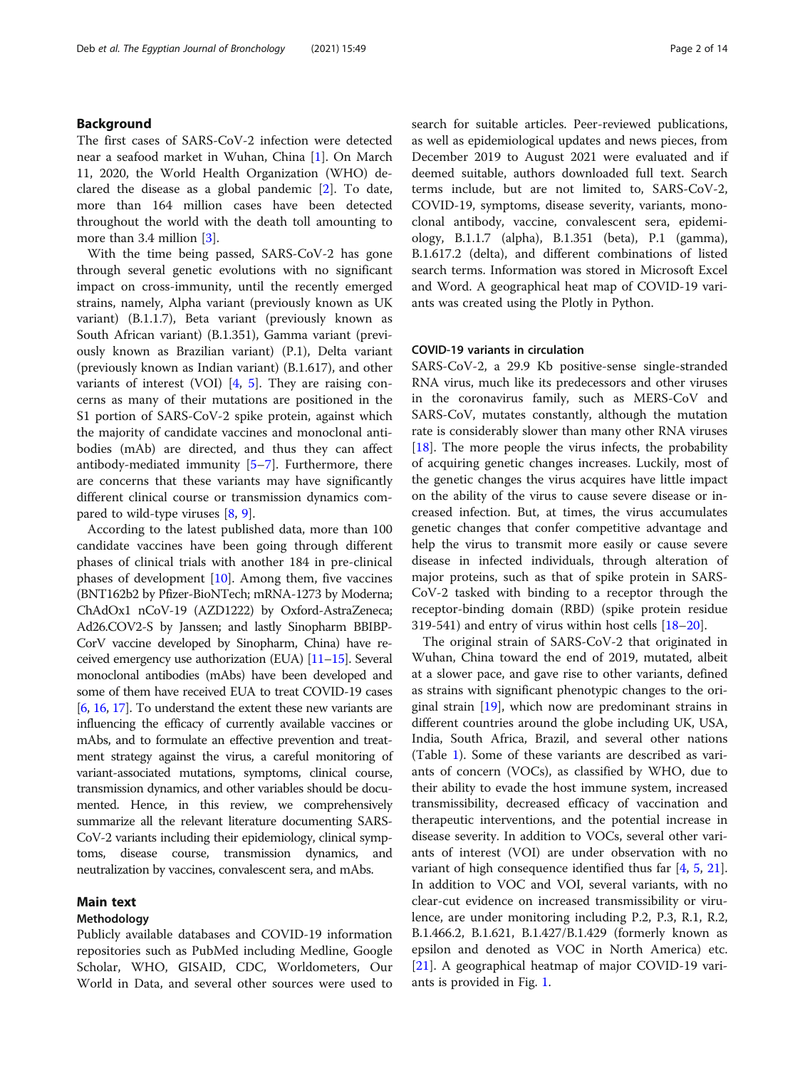## Background

The first cases of SARS-CoV-2 infection were detected near a seafood market in Wuhan, China [1]. On March 11, 2020, the World Health Organization (WHO) declared the disease as a global pandemic [2]. To date, more than 164 million cases have been detected throughout the world with the death toll amounting to more than 3.4 million [3].

With the time being passed, SARS-CoV-2 has gone through several genetic evolutions with no significant impact on cross-immunity, until the recently emerged strains, namely, Alpha variant (previously known as UK variant) (B.1.1.7), Beta variant (previously known as South African variant) (B.1.351), Gamma variant (previously known as Brazilian variant) (P.1), Delta variant (previously known as Indian variant) (B.1.617), and other variants of interest (VOI) [4, 5]. They are raising concerns as many of their mutations are positioned in the S1 portion of SARS-CoV-2 spike protein, against which the majority of candidate vaccines and monoclonal antibodies (mAb) are directed, and thus they can affect antibody-mediated immunity [5–7]. Furthermore, there are concerns that these variants may have significantly different clinical course or transmission dynamics compared to wild-type viruses [8, 9].

According to the latest published data, more than 100 candidate vaccines have been going through different phases of clinical trials with another 184 in pre-clinical phases of development [10]. Among them, five vaccines (BNT162b2 by Pfizer-BioNTech; mRNA-1273 by Moderna; ChAdOx1 nCoV-19 (AZD1222) by Oxford-AstraZeneca; Ad26.COV2-S by Janssen; and lastly Sinopharm BBIBP-CorV vaccine developed by Sinopharm, China) have received emergency use authorization (EUA) [11–15]. Several monoclonal antibodies (mAbs) have been developed and some of them have received EUA to treat COVID-19 cases [6, 16, 17]. To understand the extent these new variants are influencing the efficacy of currently available vaccines or mAbs, and to formulate an effective prevention and treatment strategy against the virus, a careful monitoring of variant-associated mutations, symptoms, clinical course, transmission dynamics, and other variables should be documented. Hence, in this review, we comprehensively summarize all the relevant literature documenting SARS-CoV-2 variants including their epidemiology, clinical symptoms, disease course, transmission dynamics, and neutralization by vaccines, convalescent sera, and mAbs.

## Main text

### Methodology

Publicly available databases and COVID-19 information repositories such as PubMed including Medline, Google Scholar, WHO, GISAID, CDC, Worldometers, Our World in Data, and several other sources were used to search for suitable articles. Peer-reviewed publications, as well as epidemiological updates and news pieces, from December 2019 to August 2021 were evaluated and if deemed suitable, authors downloaded full text. Search terms include, but are not limited to, SARS-CoV-2, COVID-19, symptoms, disease severity, variants, monoclonal antibody, vaccine, convalescent sera, epidemiology, B.1.1.7 (alpha), B.1.351 (beta), P.1 (gamma), B.1.617.2 (delta), and different combinations of listed search terms. Information was stored in Microsoft Excel and Word. A geographical heat map of COVID-19 variants was created using the Plotly in Python.

### COVID-19 variants in circulation

SARS-CoV-2, a 29.9 Kb positive-sense single-stranded RNA virus, much like its predecessors and other viruses in the coronavirus family, such as MERS-CoV and SARS-CoV, mutates constantly, although the mutation rate is considerably slower than many other RNA viruses [18]. The more people the virus infects, the probability of acquiring genetic changes increases. Luckily, most of the genetic changes the virus acquires have little impact on the ability of the virus to cause severe disease or increased infection. But, at times, the virus accumulates genetic changes that confer competitive advantage and help the virus to transmit more easily or cause severe disease in infected individuals, through alteration of major proteins, such as that of spike protein in SARS-CoV-2 tasked with binding to a receptor through the receptor-binding domain (RBD) (spike protein residue 319-541) and entry of virus within host cells [18–20].

The original strain of SARS-CoV-2 that originated in Wuhan, China toward the end of 2019, mutated, albeit at a slower pace, and gave rise to other variants, defined as strains with significant phenotypic changes to the original strain [19], which now are predominant strains in different countries around the globe including UK, USA, India, South Africa, Brazil, and several other nations (Table 1). Some of these variants are described as variants of concern (VOCs), as classified by WHO, due to their ability to evade the host immune system, increased transmissibility, decreased efficacy of vaccination and therapeutic interventions, and the potential increase in disease severity. In addition to VOCs, several other variants of interest (VOI) are under observation with no variant of high consequence identified thus far [4, 5, 21]. In addition to VOC and VOI, several variants, with no clear-cut evidence on increased transmissibility or virulence, are under monitoring including P.2, P.3, R.1, R.2, B.1.466.2, B.1.621, B.1.427/B.1.429 (formerly known as epsilon and denoted as VOC in North America) etc. [21]. A geographical heatmap of major COVID-19 variants is provided in Fig. 1.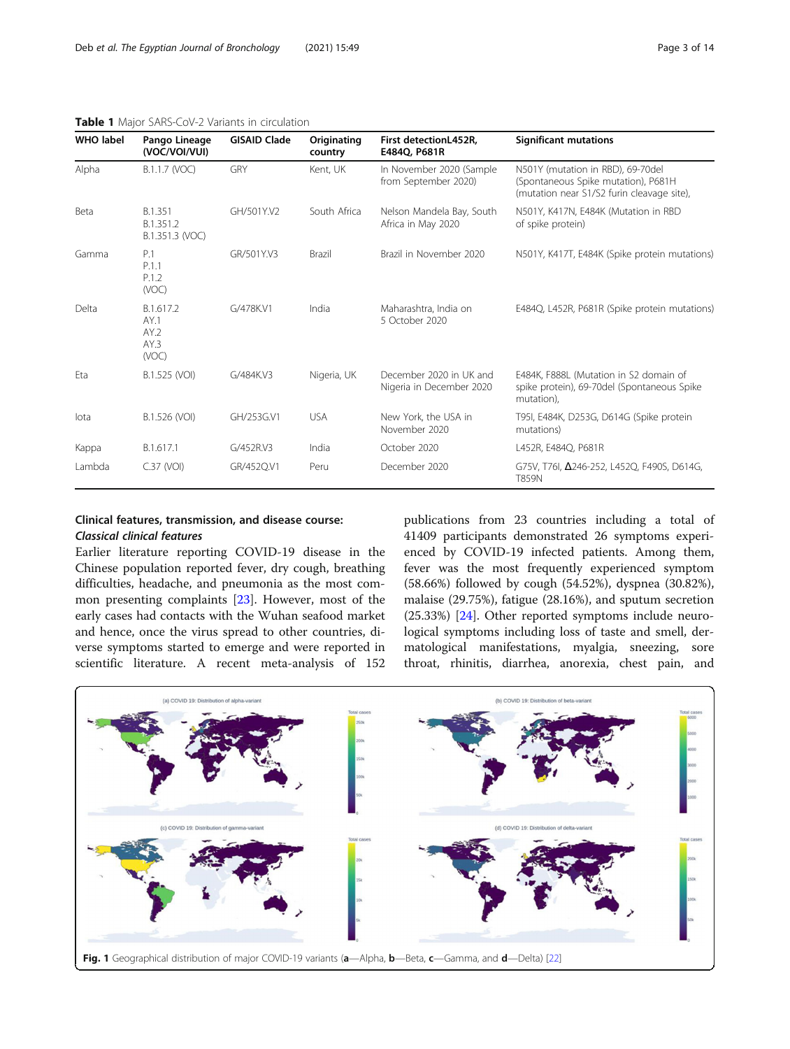**Table 1** Major SARS-CoV-2 Variants in circulation

| WHO label | Pango Lineage (VOC/VOI/VUI) | GISAID Clade | Originating country | First detectionL452R, E484Q, P681R | Significant mutations |
|---|---|---|---|---|---|
| Alpha | B.1.1.7 (VOC) | GRY | Kent, UK | In November 2020 (Sample from September 2020) | N501Y (mutation in RBD), 69-70del (Spontaneous Spike mutation), P681H (mutation near S1/S2 furin cleavage site), |
| Beta | B.1.351<br>B.1.351.2<br>B.1.351.3 (VOC) | GH/501Y.V2 | South Africa | Nelson Mandela Bay, South Africa in May 2020 | N501Y, K417N, E484K (Mutation in RBD of spike protein) |
| Gamma | P.1<br>P.1.1<br>P.1.2<br>(VOC) | GR/501Y.V3 | Brazil | Brazil in November 2020 | N501Y, K417T, E484K (Spike protein mutations) |
| Delta | B.1.617.2<br>AY.1<br>AY.2<br>AY.3<br>(VOC) | G/478K.V1 | India | Maharashtra, India on 5 October 2020 | E484Q, L452R, P681R (Spike protein mutations) |
| Eta | B.1.525 (VOI) | G/484K.V3 | Nigeria, UK | December 2020 in UK and Nigeria in December 2020 | E484K, F888L (Mutation in S2 domain of spike protein), 69-70del (Spontaneous Spike mutation), |
| Iota | B.1.526 (VOI) | GH/253G.V1 | USA | New York, the USA in November 2020 | T95I, E484K, D253G, D614G (Spike protein mutations) |
| Kappa | B.1.617.1 | G/452R.V3 | India | October 2020 | L452R, E484Q, P681R |
| Lambda | C.37 (VOI) | GR/452Q.V1 | Peru | December 2020 | G75V, T76I, Δ246-252, L452Q, F490S, D614G, T859N |

## Clinical features, transmission, and disease course:

### *Classical clinical features*

Earlier literature reporting COVID-19 disease in the Chinese population reported fever, dry cough, breathing difficulties, headache, and pneumonia as the most common presenting complaints [23]. However, most of the early cases had contacts with the Wuhan seafood market and hence, once the virus spread to other countries, diverse symptoms started to emerge and were reported in scientific literature. A recent meta-analysis of 152 publications from 23 countries including a total of 41409 participants demonstrated 26 symptoms experienced by COVID-19 infected patients. Among them, fever was the most frequently experienced symptom (58.66%) followed by cough (54.52%), dyspnea (30.82%), malaise (29.75%), fatigue (28.16%), and sputum secretion (25.33%) [24]. Other reported symptoms include neurological symptoms including loss of taste and smell, dermatological manifestations, myalgia, sneezing, sore throat, rhinitis, diarrhea, anorexia, chest pain, and

**Fig. 1** Geographical distribution of major COVID-19 variants (**a**—Alpha, **b**—Beta, **c**—Gamma, and **d**—Delta) [22]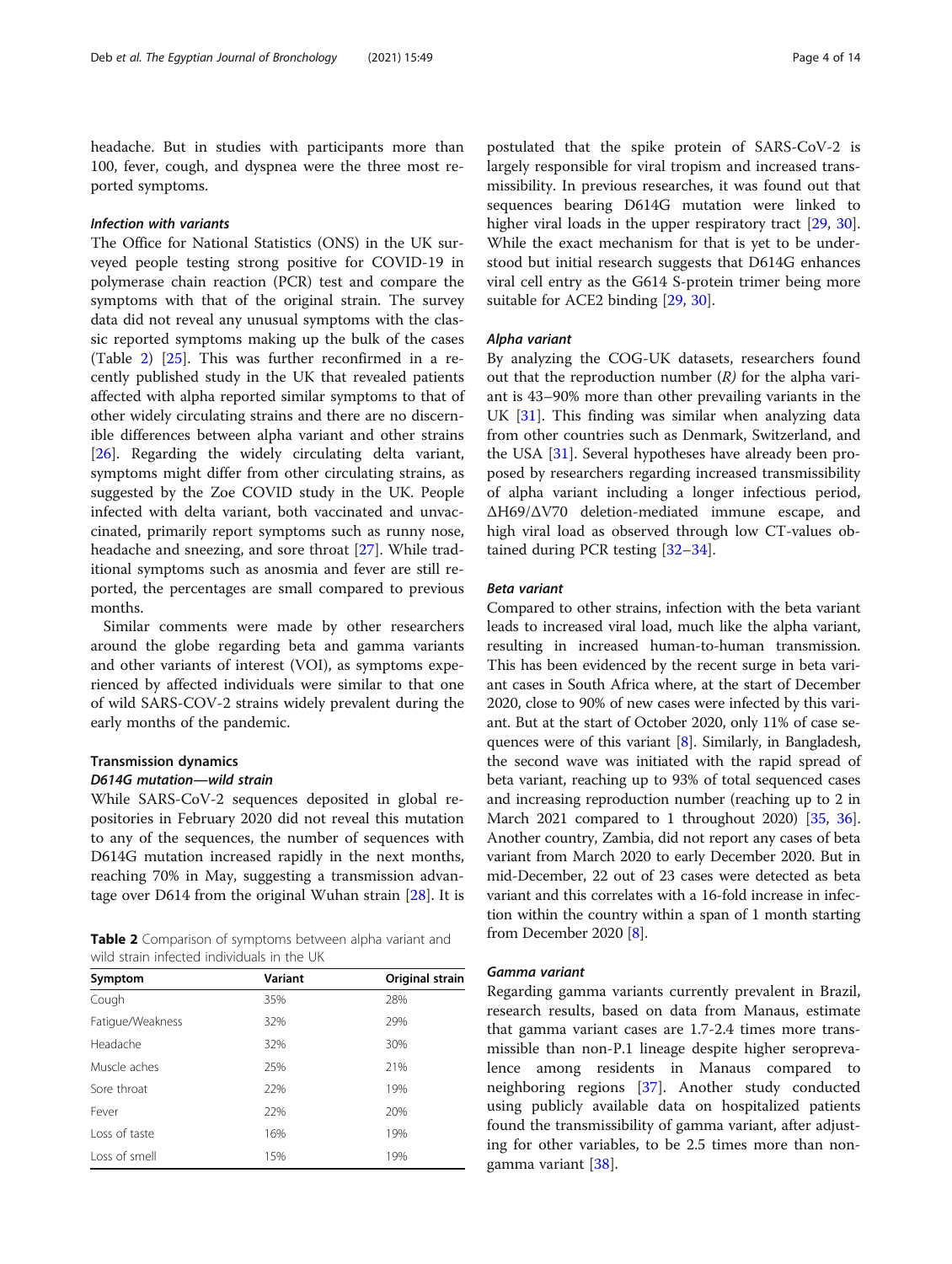headache. But in studies with participants more than 100, fever, cough, and dyspnea were the three most reported symptoms.

### *Infection with variants*

The Office for National Statistics (ONS) in the UK surveyed people testing strong positive for COVID-19 in polymerase chain reaction (PCR) test and compare the symptoms with that of the original strain. The survey data did not reveal any unusual symptoms with the classic reported symptoms making up the bulk of the cases (Table 2) [25]. This was further reconfirmed in a recently published study in the UK that revealed patients affected with alpha reported similar symptoms to that of other widely circulating strains and there are no discernible differences between alpha variant and other strains [26]. Regarding the widely circulating delta variant, symptoms might differ from other circulating strains, as suggested by the Zoe COVID study in the UK. People infected with delta variant, both vaccinated and unvaccinated, primarily report symptoms such as runny nose, headache and sneezing, and sore throat [27]. While traditional symptoms such as anosmia and fever are still reported, the percentages are small compared to previous months.

Similar comments were made by other researchers around the globe regarding beta and gamma variants and other variants of interest (VOI), as symptoms experienced by affected individuals were similar to that one of wild SARS-COV-2 strains widely prevalent during the early months of the pandemic.

## Transmission dynamics

### *D614G mutation—wild strain*

While SARS-CoV-2 sequences deposited in global repositories in February 2020 did not reveal this mutation to any of the sequences, the number of sequences with D614G mutation increased rapidly in the next months, reaching 70% in May, suggesting a transmission advantage over D614 from the original Wuhan strain [28]. It is postulated that the spike protein of SARS-CoV-2 is largely responsible for viral tropism and increased transmissibility. In previous researches, it was found out that sequences bearing D614G mutation were linked to higher viral loads in the upper respiratory tract [29, 30]. While the exact mechanism for that is yet to be understood but initial research suggests that D614G enhances viral cell entry as the G614 S-protein trimer being more suitable for ACE2 binding [29, 30].

**Table 2** Comparison of symptoms between alpha variant and wild strain infected individuals in the UK

| Symptom | Variant | Original strain |
|---|---|---|
| Cough | 35% | 28% |
| Fatigue/Weakness | 32% | 29% |
| Headache | 32% | 30% |
| Muscle aches | 25% | 21% |
| Sore throat | 22% | 19% |
| Fever | 22% | 20% |
| Loss of taste | 16% | 19% |
| Loss of smell | 15% | 19% |

### *Alpha variant*

By analyzing the COG-UK datasets, researchers found out that the reproduction number (*R*) for the alpha variant is 43–90% more than other prevailing variants in the UK [31]. This finding was similar when analyzing data from other countries such as Denmark, Switzerland, and the USA [31]. Several hypotheses have already been proposed by researchers regarding increased transmissibility of alpha variant including a longer infectious period, ΔH69/ΔV70 deletion-mediated immune escape, and high viral load as observed through low CT-values obtained during PCR testing [32–34].

### *Beta variant*

Compared to other strains, infection with the beta variant leads to increased viral load, much like the alpha variant, resulting in increased human-to-human transmission. This has been evidenced by the recent surge in beta variant cases in South Africa where, at the start of December 2020, close to 90% of new cases were infected by this variant. But at the start of October 2020, only 11% of case sequences were of this variant [8]. Similarly, in Bangladesh, the second wave was initiated with the rapid spread of beta variant, reaching up to 93% of total sequenced cases and increasing reproduction number (reaching up to 2 in March 2021 compared to 1 throughout 2020) [35, 36]. Another country, Zambia, did not report any cases of beta variant from March 2020 to early December 2020. But in mid-December, 22 out of 23 cases were detected as beta variant and this correlates with a 16-fold increase in infection within the country within a span of 1 month starting from December 2020 [8].

### *Gamma variant*

Regarding gamma variants currently prevalent in Brazil, research results, based on data from Manaus, estimate that gamma variant cases are 1.7-2.4 times more transmissible than non-P.1 lineage despite higher seroprevalence among residents in Manaus compared to neighboring regions [37]. Another study conducted using publicly available data on hospitalized patients found the transmissibility of gamma variant, after adjusting for other variables, to be 2.5 times more than non-gamma variant [38].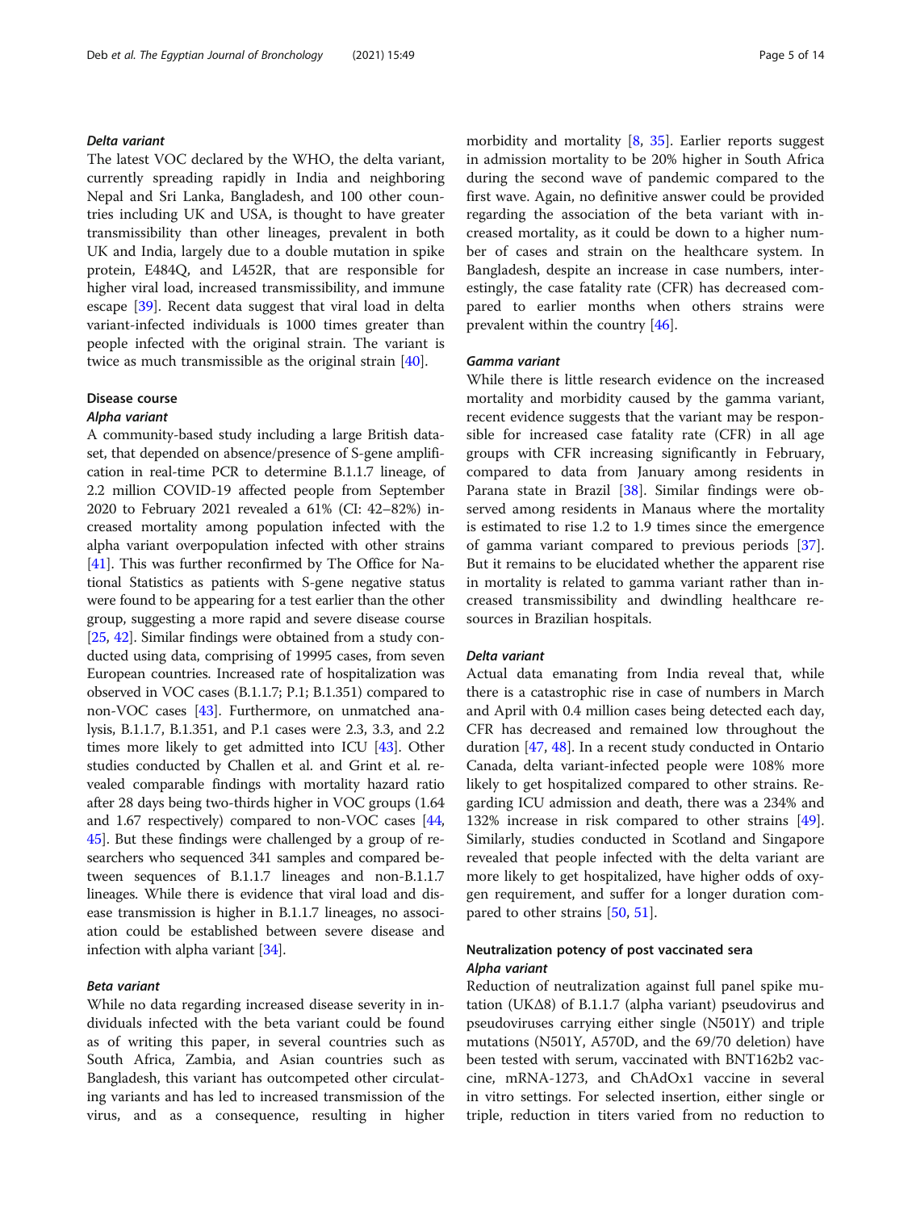#### *Delta variant*

The latest VOC declared by the WHO, the delta variant, currently spreading rapidly in India and neighboring Nepal and Sri Lanka, Bangladesh, and 100 other countries including UK and USA, is thought to have greater transmissibility than other lineages, prevalent in both UK and India, largely due to a double mutation in spike protein, E484Q, and L452R, that are responsible for higher viral load, increased transmissibility, and immune escape [39]. Recent data suggest that viral load in delta variant-infected individuals is 1000 times greater than people infected with the original strain. The variant is twice as much transmissible as the original strain [40].

### Disease course

#### *Alpha variant*

A community-based study including a large British dataset, that depended on absence/presence of S-gene amplification in real-time PCR to determine B.1.1.7 lineage, of 2.2 million COVID-19 affected people from September 2020 to February 2021 revealed a 61% (CI: 42–82%) increased mortality among population infected with the alpha variant overpopulation infected with other strains [41]. This was further reconfirmed by The Office for National Statistics as patients with S-gene negative status were found to be appearing for a test earlier than the other group, suggesting a more rapid and severe disease course [25, 42]. Similar findings were obtained from a study conducted using data, comprising of 19995 cases, from seven European countries. Increased rate of hospitalization was observed in VOC cases (B.1.1.7; P.1; B.1.351) compared to non-VOC cases [43]. Furthermore, on unmatched analysis, B.1.1.7, B.1.351, and P.1 cases were 2.3, 3.3, and 2.2 times more likely to get admitted into ICU [43]. Other studies conducted by Challen et al. and Grint et al. revealed comparable findings with mortality hazard ratio after 28 days being two-thirds higher in VOC groups (1.64 and 1.67 respectively) compared to non-VOC cases [44, 45]. But these findings were challenged by a group of researchers who sequenced 341 samples and compared between sequences of B.1.1.7 lineages and non-B.1.1.7 lineages. While there is evidence that viral load and disease transmission is higher in B.1.1.7 lineages, no association could be established between severe disease and infection with alpha variant [34].

#### *Beta variant*

While no data regarding increased disease severity in individuals infected with the beta variant could be found as of writing this paper, in several countries such as South Africa, Zambia, and Asian countries such as Bangladesh, this variant has outcompeted other circulating variants and has led to increased transmission of the virus, and as a consequence, resulting in higher morbidity and mortality [8, 35]. Earlier reports suggest in admission mortality to be 20% higher in South Africa during the second wave of pandemic compared to the first wave. Again, no definitive answer could be provided regarding the association of the beta variant with increased mortality, as it could be down to a higher number of cases and strain on the healthcare system. In Bangladesh, despite an increase in case numbers, interestingly, the case fatality rate (CFR) has decreased compared to earlier months when others strains were prevalent within the country [46].

#### *Gamma variant*

While there is little research evidence on the increased mortality and morbidity caused by the gamma variant, recent evidence suggests that the variant may be responsible for increased case fatality rate (CFR) in all age groups with CFR increasing significantly in February, compared to data from January among residents in Parana state in Brazil [38]. Similar findings were observed among residents in Manaus where the mortality is estimated to rise 1.2 to 1.9 times since the emergence of gamma variant compared to previous periods [37]. But it remains to be elucidated whether the apparent rise in mortality is related to gamma variant rather than increased transmissibility and dwindling healthcare resources in Brazilian hospitals.

#### *Delta variant*

Actual data emanating from India reveal that, while there is a catastrophic rise in case of numbers in March and April with 0.4 million cases being detected each day, CFR has decreased and remained low throughout the duration [47, 48]. In a recent study conducted in Ontario Canada, delta variant-infected people were 108% more likely to get hospitalized compared to other strains. Regarding ICU admission and death, there was a 234% and 132% increase in risk compared to other strains [49]. Similarly, studies conducted in Scotland and Singapore revealed that people infected with the delta variant are more likely to get hospitalized, have higher odds of oxygen requirement, and suffer for a longer duration compared to other strains [50, 51].

### Neutralization potency of post vaccinated sera

#### *Alpha variant*

Reduction of neutralization against full panel spike mutation (UKΔ8) of B.1.1.7 (alpha variant) pseudovirus and pseudoviruses carrying either single (N501Y) and triple mutations (N501Y, A570D, and the 69/70 deletion) have been tested with serum, vaccinated with BNT162b2 vaccine, mRNA-1273, and ChAdOx1 vaccine in several in vitro settings. For selected insertion, either single or triple, reduction in titers varied from no reduction to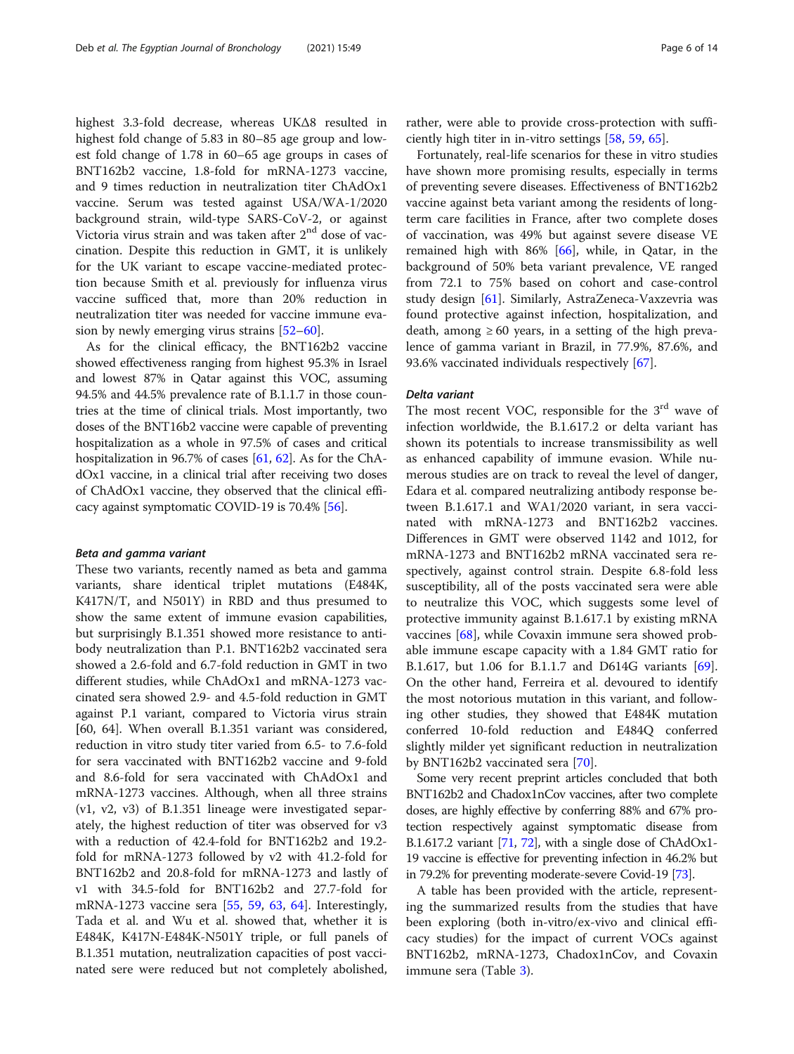highest 3.3-fold decrease, whereas UKΔ8 resulted in highest fold change of 5.83 in 80–85 age group and lowest fold change of 1.78 in 60–65 age groups in cases of BNT162b2 vaccine, 1.8-fold for mRNA-1273 vaccine, and 9 times reduction in neutralization titer ChAdOx1 vaccine. Serum was tested against USA/WA-1/2020 background strain, wild-type SARS-CoV-2, or against Victoria virus strain and was taken after 2[nd] dose of vaccination. Despite this reduction in GMT, it is unlikely for the UK variant to escape vaccine-mediated protection because Smith et al. previously for influenza virus vaccine sufficed that, more than 20% reduction in neutralization titer was needed for vaccine immune evasion by newly emerging virus strains [52–60].

As for the clinical efficacy, the BNT162b2 vaccine showed effectiveness ranging from highest 95.3% in Israel and lowest 87% in Qatar against this VOC, assuming 94.5% and 44.5% prevalence rate of B.1.1.7 in those countries at the time of clinical trials. Most importantly, two doses of the BNT16b2 vaccine were capable of preventing hospitalization as a whole in 97.5% of cases and critical hospitalization in 96.7% of cases [61, 62]. As for the ChAdOx1 vaccine, in a clinical trial after receiving two doses of ChAdOx1 vaccine, they observed that the clinical efficacy against symptomatic COVID-19 is 70.4% [56].

#### Beta and gamma variant

These two variants, recently named as beta and gamma variants, share identical triplet mutations (E484K, K417N/T, and N501Y) in RBD and thus presumed to show the same extent of immune evasion capabilities, but surprisingly B.1.351 showed more resistance to antibody neutralization than P.1. BNT162b2 vaccinated sera showed a 2.6-fold and 6.7-fold reduction in GMT in two different studies, while ChAdOx1 and mRNA-1273 vaccinated sera showed 2.9- and 4.5-fold reduction in GMT against P.1 variant, compared to Victoria virus strain [60, 64]. When overall B.1.351 variant was considered, reduction in vitro study titer varied from 6.5- to 7.6-fold for sera vaccinated with BNT162b2 vaccine and 9-fold and 8.6-fold for sera vaccinated with ChAdOx1 and mRNA-1273 vaccines. Although, when all three strains (v1, v2, v3) of B.1.351 lineage were investigated separately, the highest reduction of titer was observed for v3 with a reduction of 42.4-fold for BNT162b2 and 19.2-fold for mRNA-1273 followed by v2 with 41.2-fold for BNT162b2 and 20.8-fold for mRNA-1273 and lastly of v1 with 34.5-fold for BNT162b2 and 27.7-fold for mRNA-1273 vaccine sera [55, 59, 63, 64]. Interestingly, Tada et al. and Wu et al. showed that, whether it is E484K, K417N-E484K-N501Y triple, or full panels of B.1.351 mutation, neutralization capacities of post vaccinated sere were reduced but not completely abolished, rather, were able to provide cross-protection with sufficiently high titer in in-vitro settings [58, 59, 65].

Fortunately, real-life scenarios for these in vitro studies have shown more promising results, especially in terms of preventing severe diseases. Effectiveness of BNT162b2 vaccine against beta variant among the residents of long-term care facilities in France, after two complete doses of vaccination, was 49% but against severe disease VE remained high with 86% [66], while, in Qatar, in the background of 50% beta variant prevalence, VE ranged from 72.1 to 75% based on cohort and case-control study design [61]. Similarly, AstraZeneca-Vaxzevria was found protective against infection, hospitalization, and death, among ≥ 60 years, in a setting of the high prevalence of gamma variant in Brazil, in 77.9%, 87.6%, and 93.6% vaccinated individuals respectively [67].

#### Delta variant

The most recent VOC, responsible for the 3[rd] wave of infection worldwide, the B.1.617.2 or delta variant has shown its potentials to increase transmissibility as well as enhanced capability of immune evasion. While numerous studies are on track to reveal the level of danger, Edara et al. compared neutralizing antibody response between B.1.617.1 and WA1/2020 variant, in sera vaccinated with mRNA-1273 and BNT162b2 vaccines. Differences in GMT were observed 1142 and 1012, for mRNA-1273 and BNT162b2 mRNA vaccinated sera respectively, against control strain. Despite 6.8-fold less susceptibility, all of the posts vaccinated sera were able to neutralize this VOC, which suggests some level of protective immunity against B.1.617.1 by existing mRNA vaccines [68], while Covaxin immune sera showed probable immune escape capacity with a 1.84 GMT ratio for B.1.617, but 1.06 for B.1.1.7 and D614G variants [69]. On the other hand, Ferreira et al. devoured to identify the most notorious mutation in this variant, and following other studies, they showed that E484K mutation conferred 10-fold reduction and E484Q conferred slightly milder yet significant reduction in neutralization by BNT162b2 vaccinated sera [70].

Some very recent preprint articles concluded that both BNT162b2 and Chadox1nCov vaccines, after two complete doses, are highly effective by conferring 88% and 67% protection respectively against symptomatic disease from B.1.617.2 variant [71, 72], with a single dose of ChAdOx1-19 vaccine is effective for preventing infection in 46.2% but in 79.2% for preventing moderate-severe Covid-19 [73].

A table has been provided with the article, representing the summarized results from the studies that have been exploring (both in-vitro/ex-vivo and clinical efficacy studies) for the impact of current VOCs against BNT162b2, mRNA-1273, Chadox1nCov, and Covaxin immune sera (Table 3).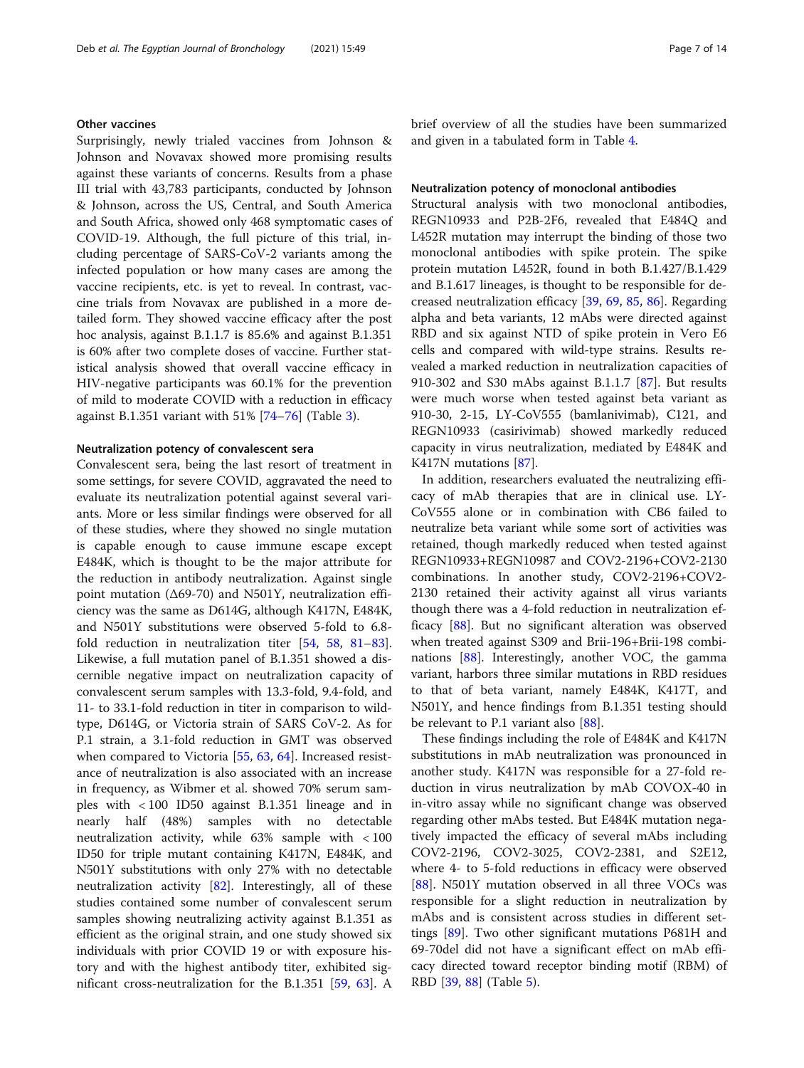### Other vaccines

Surprisingly, newly trialed vaccines from Johnson & Johnson and Novavax showed more promising results against these variants of concerns. Results from a phase III trial with 43,783 participants, conducted by Johnson & Johnson, across the US, Central, and South America and South Africa, showed only 468 symptomatic cases of COVID-19. Although, the full picture of this trial, including percentage of SARS-CoV-2 variants among the infected population or how many cases are among the vaccine recipients, etc. is yet to reveal. In contrast, vaccine trials from Novavax are published in a more detailed form. They showed vaccine efficacy after the post hoc analysis, against B.1.1.7 is 85.6% and against B.1.351 is 60% after two complete doses of vaccine. Further statistical analysis showed that overall vaccine efficacy in HIV-negative participants was 60.1% for the prevention of mild to moderate COVID with a reduction in efficacy against B.1.351 variant with 51% [74–76] (Table 3).

### Neutralization potency of convalescent sera

Convalescent sera, being the last resort of treatment in some settings, for severe COVID, aggravated the need to evaluate its neutralization potential against several variants. More or less similar findings were observed for all of these studies, where they showed no single mutation is capable enough to cause immune escape except E484K, which is thought to be the major attribute for the reduction in antibody neutralization. Against single point mutation (Δ69-70) and N501Y, neutralization efficiency was the same as D614G, although K417N, E484K, and N501Y substitutions were observed 5-fold to 6.8-fold reduction in neutralization titer [54, 58, 81–83]. Likewise, a full mutation panel of B.1.351 showed a discernible negative impact on neutralization capacity of convalescent serum samples with 13.3-fold, 9.4-fold, and 11- to 33.1-fold reduction in titer in comparison to wild-type, D614G, or Victoria strain of SARS CoV-2. As for P.1 strain, a 3.1-fold reduction in GMT was observed when compared to Victoria [55, 63, 64]. Increased resistance of neutralization is also associated with an increase in frequency, as Wibmer et al. showed 70% serum samples with < 100 ID50 against B.1.351 lineage and in nearly half (48%) samples with no detectable neutralization activity, while 63% sample with < 100 ID50 for triple mutant containing K417N, E484K, and N501Y substitutions with only 27% with no detectable neutralization activity [82]. Interestingly, all of these studies contained some number of convalescent serum samples showing neutralizing activity against B.1.351 as efficient as the original strain, and one study showed six individuals with prior COVID 19 or with exposure history and with the highest antibody titer, exhibited significant cross-neutralization for the B.1.351 [59, 63]. A brief overview of all the studies have been summarized and given in a tabulated form in Table 4.

### Neutralization potency of monoclonal antibodies

Structural analysis with two monoclonal antibodies, REGN10933 and P2B-2F6, revealed that E484Q and L452R mutation may interrupt the binding of those two monoclonal antibodies with spike protein. The spike protein mutation L452R, found in both B.1.427/B.1.429 and B.1.617 lineages, is thought to be responsible for decreased neutralization efficacy [39, 69, 85, 86]. Regarding alpha and beta variants, 12 mAbs were directed against RBD and six against NTD of spike protein in Vero E6 cells and compared with wild-type strains. Results revealed a marked reduction in neutralization capacities of 910-302 and S30 mAbs against B.1.1.7 [87]. But results were much worse when tested against beta variant as 910-30, 2-15, LY-CoV555 (bamlanivimab), C121, and REGN10933 (casirivimab) showed markedly reduced capacity in virus neutralization, mediated by E484K and K417N mutations [87].

In addition, researchers evaluated the neutralizing efficacy of mAb therapies that are in clinical use. LY-CoV555 alone or in combination with CB6 failed to neutralize beta variant while some sort of activities was retained, though markedly reduced when tested against REGN10933+REGN10987 and COV2-2196+COV2-2130 combinations. In another study, COV2-2196+COV2-2130 retained their activity against all virus variants though there was a 4-fold reduction in neutralization efficacy [88]. But no significant alteration was observed when treated against S309 and Brii-196+Brii-198 combinations [88]. Interestingly, another VOC, the gamma variant, harbors three similar mutations in RBD residues to that of beta variant, namely E484K, K417T, and N501Y, and hence findings from B.1.351 testing should be relevant to P.1 variant also [88].

These findings including the role of E484K and K417N substitutions in mAb neutralization was pronounced in another study. K417N was responsible for a 27-fold reduction in virus neutralization by mAb COVOX-40 in in-vitro assay while no significant change was observed regarding other mAbs tested. But E484K mutation negatively impacted the efficacy of several mAbs including COV2-2196, COV2-3025, COV2-2381, and S2E12, where 4- to 5-fold reductions in efficacy were observed [88]. N501Y mutation observed in all three VOCs was responsible for a slight reduction in neutralization by mAbs and is consistent across studies in different settings [89]. Two other significant mutations P681H and 69-70del did not have a significant effect on mAb efficacy directed toward receptor binding motif (RBM) of RBD [39, 88] (Table 5).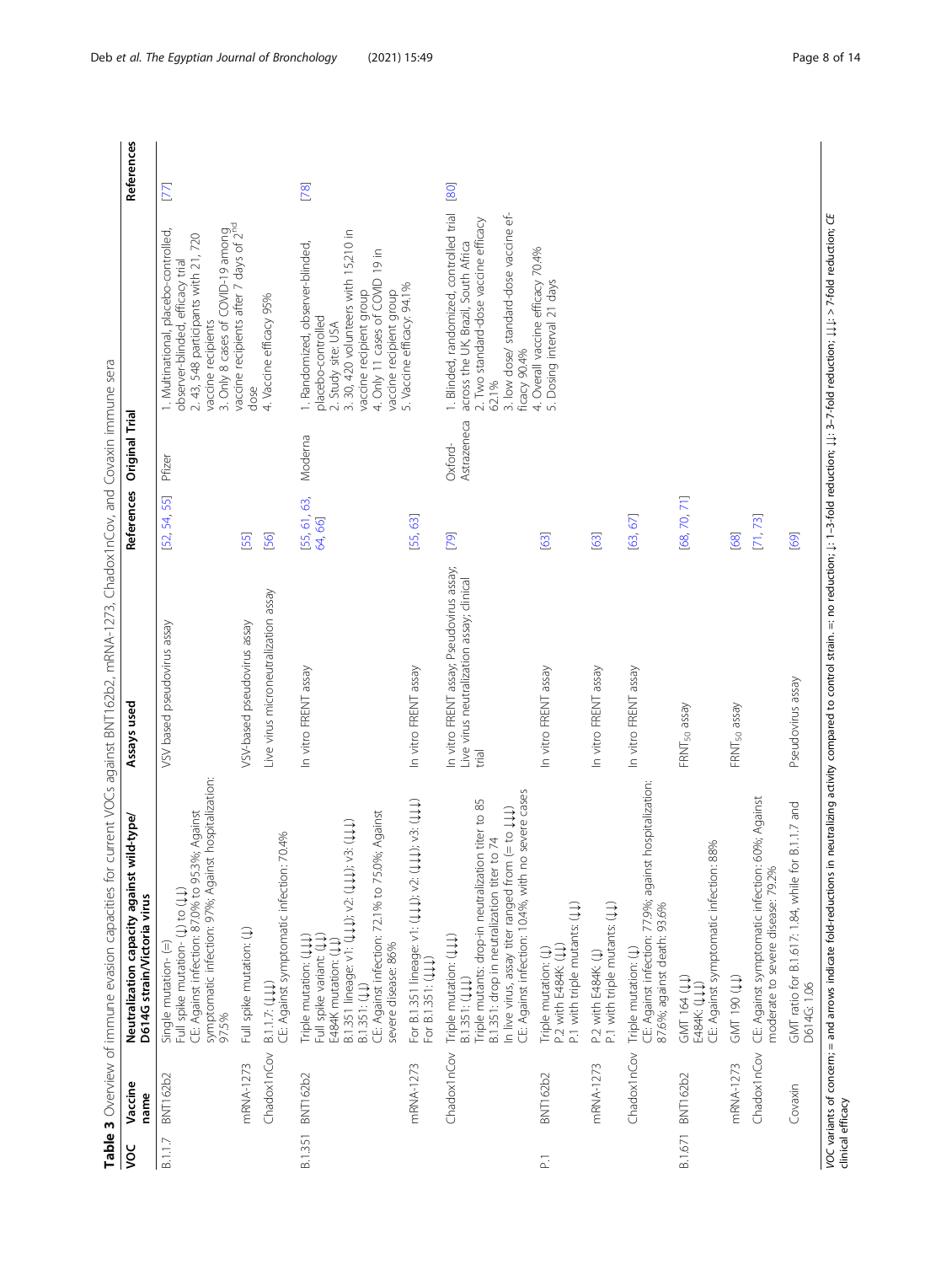**Table 3** Overview of immune evasion capacities for current VOCs against BNT162b2, mRNA-1273, Chadox1nCov, and Covaxin immune sera

| VOC | Vaccine name | Neutralization capacity against wild-type/ D614G strain/Victoria virus | Assays used | References | Original Trial | | References |
|---|---|---|---|---|---|---|---|
| B.1.1.7 | BNT162b2 | Single mutation- (=)<br>Full spike mutation- (↓) to (↓↓)<br>CE: Against infection: 87.0% to 95.3%; Against symptomatic infection: 97%; Against hospitalization: 97.5% | VSV based pseudovirus assay | [52, 54, 55] | Pfizer | 1. Multinational, placebo-controlled, observer-blinded, efficacy trial<br>2. 43, 548 participants with 21, 720 vaccine recipients<br>3. Only 8 cases of COVID-19 among vaccine recipients after 7 days of 2[nd] dose<br>4. Vaccine efficacy 95% | [77] |
| | mRNA-1273 | Full spike mutation: (↓) | VSV-based pseudovirus assay | [55] | | | |
| | Chadox1nCov | B.1.1.7: (↓↓)<br>CE: Against symptomatic infection: 70.4% | Live virus microneutralization assay | [56] | | | |
| B.1.351 | BNT162b2 | Triple mutation: (↓↓↓)<br>Full spike variant: (↓↓)<br>E484K mutation: (↓↓)<br>B.1.351 lineage: v1: (↓↓↓); v2: (↓↓↓); v3: (↓↓↓)<br>B.1.351: (↓↓)<br>CE: Against infection: 72.1% to 75.0%; Against severe disease: 86% | In vitro FRENT assay | [55, 61, 63, 64, 66] | Moderna | 1. Randomized, observer-blinded, placebo-controlled<br>2. Study site: USA<br>3. 30, 420 volunteers with 15,210 in vaccine recipient group<br>4. Only 11 cases of COVID 19 in vaccine recipient group<br>5. Vaccine efficacy: 94.1% | [78] |
| | mRNA-1273 | For B.1.351 lineage: v1: (↓↓↓); v2: (↓↓↓); v3: (↓↓↓)<br>For B.1.351: (↓↓↓) | In vitro FRENT assay | [55, 63] | | | |
| | Chadox1nCov | Triple mutation: (↓↓↓)<br>B.1.351: (↓↓↓)<br>Triple mutants: drop-in neutralization titer to 85<br>B.1.351: drop in neutralization titer to 74<br>In live virus, assay titer ranged from (= to ↓↓↓)<br>CE: Against infection: 10.4%, with no severe cases | In vitro FRENT assay; Pseudovirus assay; Live virus neutralization assay; clinical trial | [79] | Oxford-Astrazeneca | 1. Blinded, randomized, controlled trial across the UK, Brazil, South Africa<br>2. Two standard-dose vaccine efficacy 62.1%<br>3. low dose/ standard-dose vaccine efficacy 90.4%<br>4. Overall vaccine efficacy 70.4%<br>5. Dosing interval 21 days | [80] |
| P.1 | BNT162b2 | Triple mutation: (↓)<br>P.2 with E484K: (↓↓)<br>P.1 with triple mutants: (↓↓) | In vitro FRENT assay | [63] | | | |
| | mRNA-1273 | P.2 with E484K: (↓)<br>P.1 with triple mutants: (↓↓) | In vitro FRENT assay | [63] | | | |
| | Chadox1nCov | Triple mutation: (↓)<br>CE: Against infection: 77.9%; against hospitalization: 87.6%; against death: 93.6% | In vitro FRENT assay | [63, 67] | | | |
| B.1.671 | BNT162b2 | GMT 164 (↓↓)<br>E484K: (↓↓↓)<br>CE: Against symptomatic infection: 88% | $FRNT_{50}$ assay | [68, 70, 71] | | | |
| | mRNA-1273 | GMT 190 (↓↓) | $FRNT_{50}$ assay | [68] | | | |
| | Chadox1nCov | CE: Against symptomatic infection: 60%; Against moderate to severe disease: 79.2% | | [71, 73] | | | |
| | Covaxin | GMT ratio for B.1.617: 1.84, while for B.1.1.7 and D614G: 1.06 | Pseudovirus assay | [69] | | | |

*VOC* variants of concern; = and arrows indicate fold-reductions in neutralizing activity compared to control strain. =: no reduction; ↓: 1–3-fold reduction; ↓↓: 3–7-fold reduction; ↓↓↓: > 7-fold reduction; *CE* clinical efficacy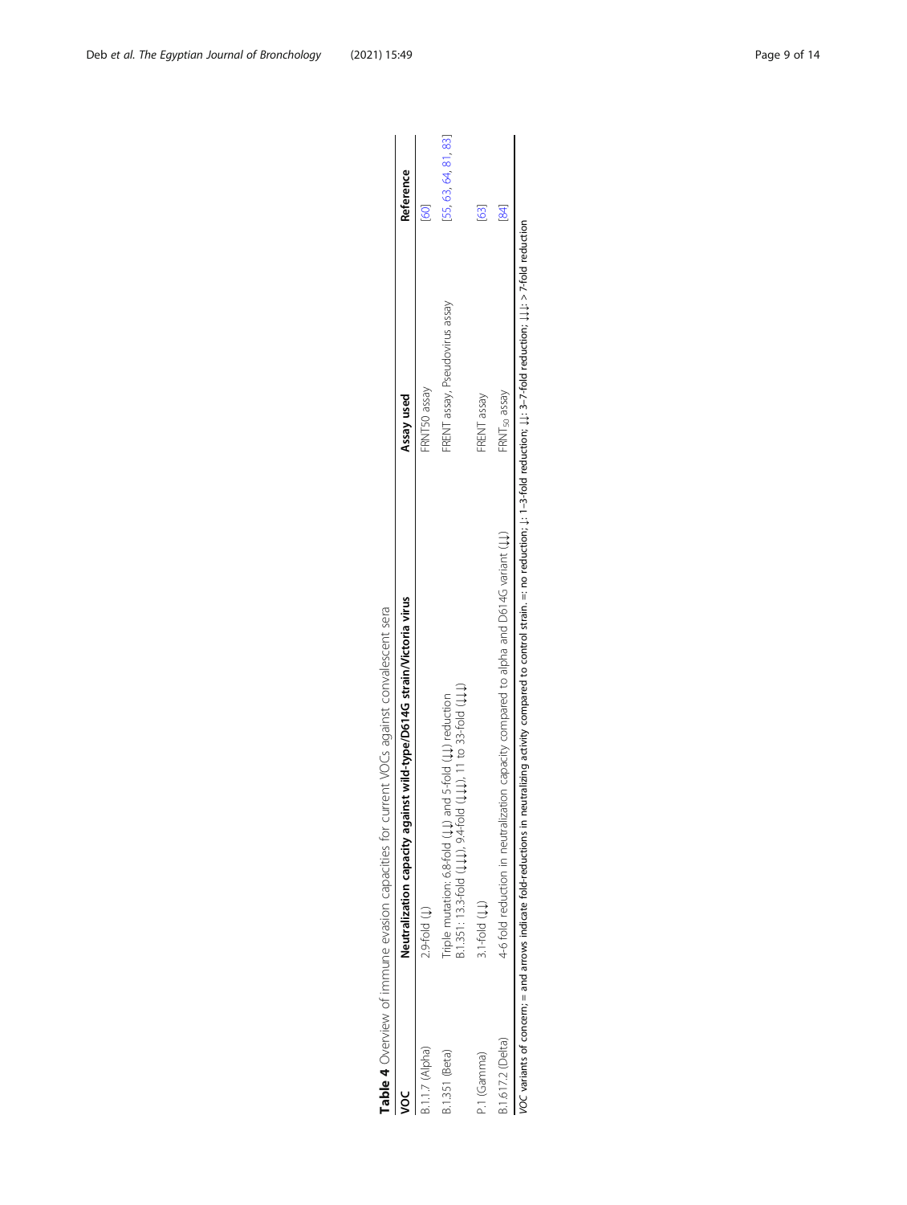**Table 4** Overview of immune evasion capacities for current VOCs against convalescent sera

| VOC | Neutralization capacity against wild-type/D614G strain/Victoria virus | Assay used | Reference |
| --- | --- | --- | --- |
| B.1.1.7 (Alpha) | 2.9-fold (↓) | FRNT50 assay | [60] |
| B.1.351 (Beta) | Triple mutation: 6.8-fold (↓↓) and 5-fold (↓↓) reduction<br>B.1.351: 13.3-fold (↓↓↓), 9.4-fold (↓↓↓), 11 to 33-fold (↓↓↓) | FRENT assay, Pseudovirus assay | [55, 63, 64, 81, 83] |
| P.1 (Gamma) | 3.1-fold (↓↓) | FRENT assay | [63] |
| B.1.617.2 (Delta) | 4-6 fold reduction in neutralization capacity compared to alpha and D614G variant (↓↓) | $FRNT_{50}$ assay | [84] |

*VOC* variants of concern; = and arrows indicate fold-reductions in neutralizing activity compared to control strain. =: no reduction; ↓: 1–3-fold reduction; ↓↓: 3–7-fold reduction; ↓↓↓: > 7-fold reduction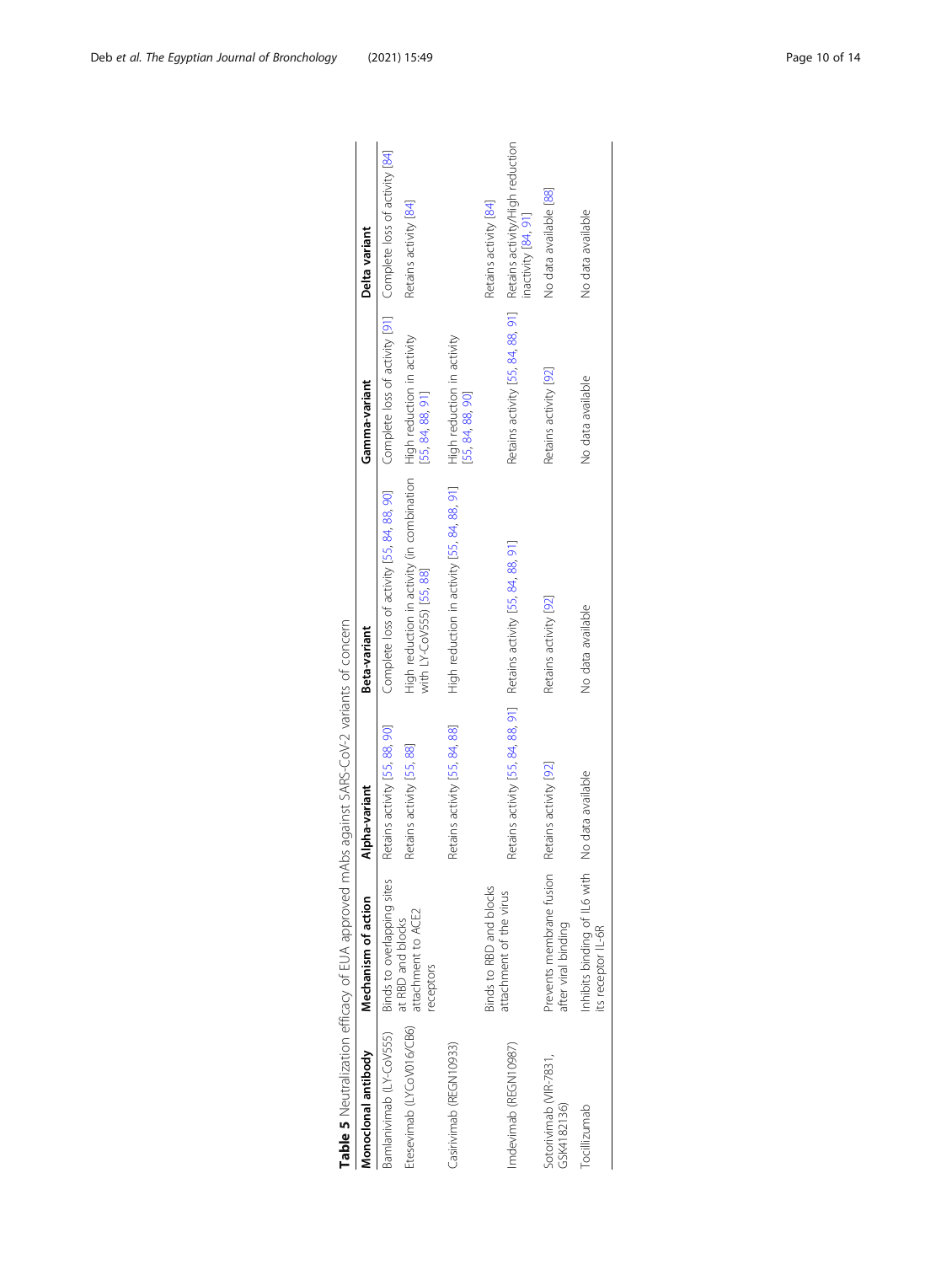**Table 5** Neutralization efficacy of EUA approved mAbs against SARS-CoV-2 variants of concern

| Monoclonal antibody | Mechanism of action | Alpha-variant | Beta-variant | Gamma-variant | Delta variant |
|---|---|---|---|---|---|
| Bamlanivimab (LY-CoV555) | Binds to overlapping sites at RBD and blocks attachment to ACE2 receptors | Retains activity [55, 88, 90] | Complete loss of activity [55, 84, 88, 90] | Complete loss of activity [91] | Complete loss of activity [84] |
| Etesevimab (LYCoV016/CB6) | | Retains activity [55, 88] | High reduction in activity (in combination with LY-CoV555) [55, 88] | High reduction in activity [55, 84, 88, 91] | Retains activity [84] |
| Casirivimab (REGN10933) | Binds to RBD and blocks attachment of the virus | Retains activity [55, 84, 88] | High reduction in activity [55, 84, 88, 91] | High reduction in activity [55, 84, 88, 90] | Retains activity [84] |
| Imdevimab (REGN10987) | | Retains activity [55, 84, 88, 91] | Retains activity [55, 84, 88, 91] | Retains activity [55, 84, 88, 91] | Retains activity/High reduction inactivity [84, 91] |
| Sotorivimab (VIR-7831, GSK4182136) | Prevents membrane fusion after viral binding | Retains activity [92] | Retains activity [92] | Retains activity [92] | No data available [88] |
| Tocilizumab | Inhibits binding of IL6 with its receptor IL-6R | No data available | No data available | No data available | No data available |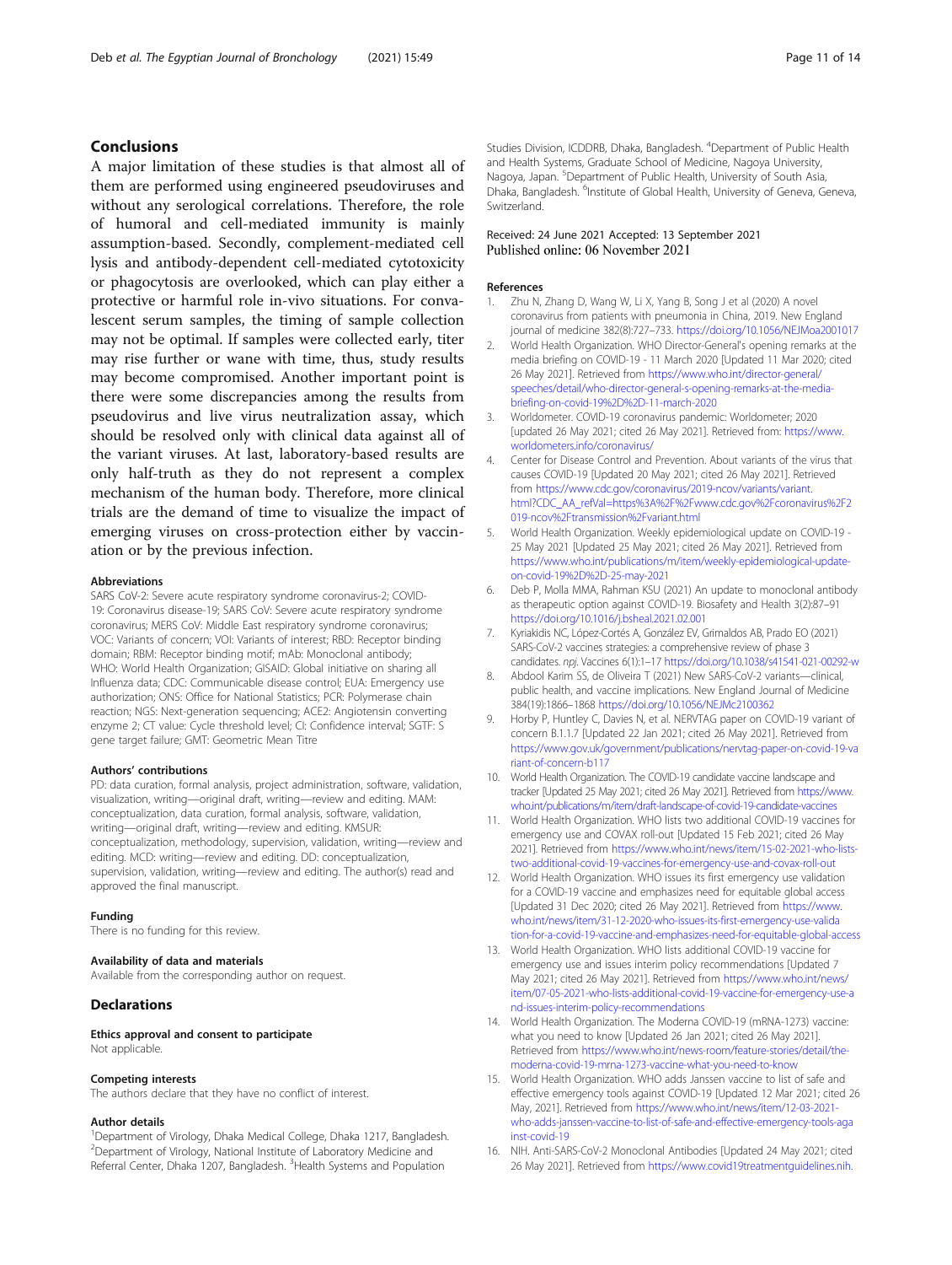## Conclusions

A major limitation of these studies is that almost all of them are performed using engineered pseudoviruses and without any serological correlations. Therefore, the role of humoral and cell-mediated immunity is mainly assumption-based. Secondly, complement-mediated cell lysis and antibody-dependent cell-mediated cytotoxicity or phagocytosis are overlooked, which can play either a protective or harmful role in-vivo situations. For convalescent serum samples, the timing of sample collection may not be optimal. If samples were collected early, titer may rise further or wane with time, thus, study results may become compromised. Another important point is there were some discrepancies among the results from pseudovirus and live virus neutralization assay, which should be resolved only with clinical data against all of the variant viruses. At last, laboratory-based results are only half-truth as they do not represent a complex mechanism of the human body. Therefore, more clinical trials are the demand of time to visualize the impact of emerging viruses on cross-protection either by vaccination or by the previous infection.

#### Abbreviations

SARS CoV-2: Severe acute respiratory syndrome coronavirus-2; COVID-19: Coronavirus disease-19; SARS CoV: Severe acute respiratory syndrome coronavirus; MERS CoV: Middle East respiratory syndrome coronavirus; VOC: Variants of concern; VOI: Variants of interest; RBD: Receptor binding domain; RBM: Receptor binding motif; mAb: Monoclonal antibody; WHO: World Health Organization; GISAID: Global initiative on sharing all Influenza data; CDC: Communicable disease control; EUA: Emergency use authorization; ONS: Office for National Statistics; PCR: Polymerase chain reaction; NGS: Next-generation sequencing; ACE2: Angiotensin converting enzyme 2; CT value: Cycle threshold level; CI: Confidence interval; SGTF: S gene target failure; GMT: Geometric Mean Titre

#### Authors' contributions

PD: data curation, formal analysis, project administration, software, validation, visualization, writing—original draft, writing—review and editing. MAM: conceptualization, data curation, formal analysis, software, validation, writing—original draft, writing—review and editing. KMSUR: conceptualization, methodology, supervision, validation, writing—review and editing. MCD: writing—review and editing. DD: conceptualization, supervision, validation, writing—review and editing. The author(s) read and approved the final manuscript.

#### Funding

There is no funding for this review.

#### Availability of data and materials

Available from the corresponding author on request.

## Declarations

#### Ethics approval and consent to participate

Not applicable.

#### Competing interests

The authors declare that they have no conflict of interest.

#### Author details

[1]Department of Virology, Dhaka Medical College, Dhaka 1217, Bangladesh. [2]Department of Virology, National Institute of Laboratory Medicine and Referral Center, Dhaka 1207, Bangladesh. [3]Health Systems and Population Studies Division, ICDDRB, Dhaka, Bangladesh. [4]Department of Public Health and Health Systems, Graduate School of Medicine, Nagoya University, Nagoya, Japan. [5]Department of Public Health, University of South Asia, Dhaka, Bangladesh. [6]Institute of Global Health, University of Geneva, Geneva, Switzerland.

Received: 24 June 2021 Accepted: 13 September 2021
Published online: 06 November 2021

#### References

1. Zhu N, Zhang D, Wang W, Li X, Yang B, Song J et al (2020) A novel coronavirus from patients with pneumonia in China, 2019. New England journal of medicine 382(8):727–733. https://doi.org/10.1056/NEJMoa2001017
2. World Health Organization. WHO Director-General's opening remarks at the media briefing on COVID-19 - 11 March 2020 [Updated 11 Mar 2020; cited 26 May 2021]. Retrieved from https://www.who.int/director-general/speeches/detail/who-director-general-s-opening-remarks-at-the-media-briefing-on-covid-19%2D%2D-11-march-2020
3. Worldometer. COVID-19 coronavirus pandemic: Worldometer; 2020 [updated 26 May 2021; cited 26 May 2021]. Retrieved from: https://www.worldometers.info/coronavirus/
4. Center for Disease Control and Prevention. About variants of the virus that causes COVID-19 [Updated 20 May 2021; cited 26 May 2021]. Retrieved from https://www.cdc.gov/coronavirus/2019-ncov/variants/variant.html?CDC_AA_refVal=https%3A%2F%2Fwww.cdc.gov%2Fcoronavirus%2F2019-ncov%2Ftransmission%2Fvariant.html
5. World Health Organization. Weekly epidemiological update on COVID-19 - 25 May 2021 [Updated 25 May 2021; cited 26 May 2021]. Retrieved from https://www.who.int/publications/m/item/weekly-epidemiological-update-on-covid-19%2D%2D-25-may-2021
6. Deb P, Molla MMA, Rahman KSU (2021) An update to monoclonal antibody as therapeutic option against COVID-19. Biosafety and Health 3(2):87–91 https://doi.org/10.1016/j.bsheal.2021.02.001
7. Kyriakidis NC, López-Cortés A, González EV, Grimaldos AB, Prado EO (2021) SARS-CoV-2 vaccines strategies: a comprehensive review of phase 3 candidates. npj. Vaccines 6(1):1–17 https://doi.org/10.1038/s41541-021-00292-w
8. Abdool Karim SS, de Oliveira T (2021) New SARS-CoV-2 variants—clinical, public health, and vaccine implications. New England Journal of Medicine 384(19):1866–1868 https://doi.org/10.1056/NEJMc2100362
9. Horby P, Huntley C, Davies N, et al. NERVTAG paper on COVID-19 variant of concern B.1.1.7 [Updated 22 Jan 2021; cited 26 May 2021]. Retrieved from https://www.gov.uk/government/publications/nervtag-paper-on-covid-19-variant-of-concern-b117
10. World Health Organization. The COVID-19 candidate vaccine landscape and tracker [Updated 25 May 2021; cited 26 May 2021]. Retrieved from https://www.who.int/publications/m/item/draft-landscape-of-covid-19-candidate-vaccines
11. World Health Organization. WHO lists two additional COVID-19 vaccines for emergency use and COVAX roll-out [Updated 15 Feb 2021; cited 26 May 2021]. Retrieved from https://www.who.int/news/item/15-02-2021-who-lists-two-additional-covid-19-vaccines-for-emergency-use-and-covax-roll-out
12. World Health Organization. WHO issues its first emergency use validation for a COVID-19 vaccine and emphasizes need for equitable global access [Updated 31 Dec 2020; cited 26 May 2021]. Retrieved from https://www.who.int/news/item/31-12-2020-who-issues-its-first-emergency-use-validation-for-a-covid-19-vaccine-and-emphasizes-need-for-equitable-global-access
13. World Health Organization. WHO lists additional COVID-19 vaccine for emergency use and issues interim policy recommendations [Updated 7 May 2021; cited 26 May 2021]. Retrieved from https://www.who.int/news/item/07-05-2021-who-lists-additional-covid-19-vaccine-for-emergency-use-and-issues-interim-policy-recommendations
14. World Health Organization. The Moderna COVID-19 (mRNA-1273) vaccine: what you need to know [Updated 26 Jan 2021; cited 26 May 2021]. Retrieved from https://www.who.int/news-room/feature-stories/detail/the-moderna-covid-19-mrna-1273-vaccine-what-you-need-to-know
15. World Health Organization. WHO adds Janssen vaccine to list of safe and effective emergency tools against COVID-19 [Updated 12 Mar 2021; cited 26 May, 2021]. Retrieved from https://www.who.int/news/item/12-03-2021-who-adds-janssen-vaccine-to-list-of-safe-and-effective-emergency-tools-against-covid-19
16. NIH. Anti-SARS-CoV-2 Monoclonal Antibodies [Updated 24 May 2021; cited 26 May 2021]. Retrieved from https://www.covid19treatmentguidelines.nih.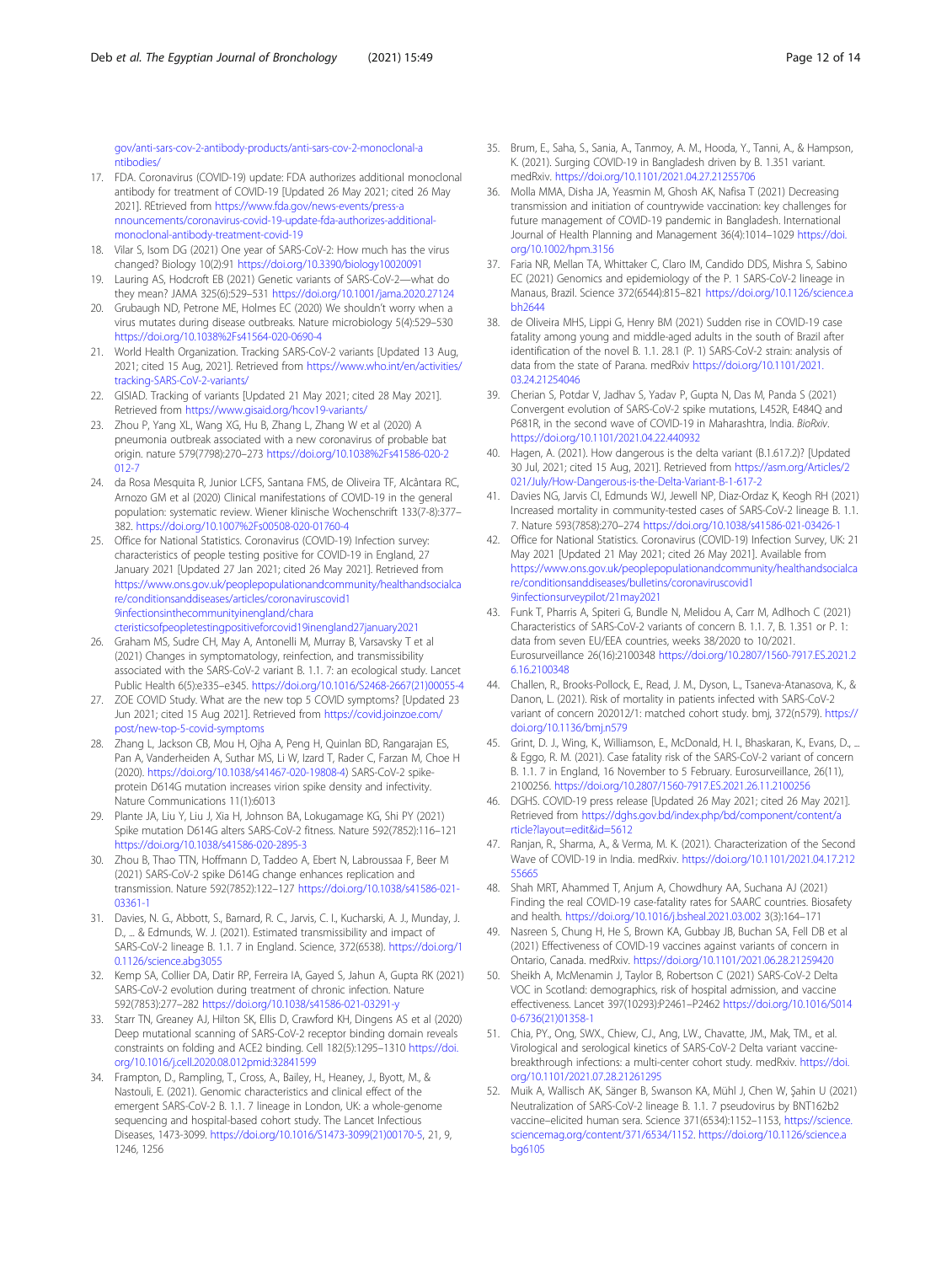gov/anti-sars-cov-2-antibody-products/anti-sars-cov-2-monoclonal-antibodies/

17. FDA. Coronavirus (COVID-19) update: FDA authorizes additional monoclonal antibody for treatment of COVID-19 [Updated 26 May 2021; cited 26 May 2021]. REtrieved from https://www.fda.gov/news-events/press-announcements/coronavirus-covid-19-update-fda-authorizes-additional-monoclonal-antibody-treatment-covid-19
18. Vilar S, Isom DG (2021) One year of SARS-CoV-2: How much has the virus changed? Biology 10(2):91 https://doi.org/10.3390/biology10020091
19. Lauring AS, Hodcroft EB (2021) Genetic variants of SARS-CoV-2—what do they mean? JAMA 325(6):529–531 https://doi.org/10.1001/jama.2020.27124
20. Grubaugh ND, Petrone ME, Holmes EC (2020) We shouldn't worry when a virus mutates during disease outbreaks. Nature microbiology 5(4):529–530 https://doi.org/10.1038%2Fs41564-020-0690-4
21. World Health Organization. Tracking SARS-CoV-2 variants [Updated 13 Aug, 2021; cited 15 Aug, 2021]. Retrieved from https://www.who.int/en/activities/tracking-SARS-CoV-2-variants/
22. GISIAD. Tracking of variants [Updated 21 May 2021; cited 28 May 2021]. Retrieved from https://www.gisaid.org/hcov19-variants/
23. Zhou P, Yang XL, Wang XG, Hu B, Zhang L, Zhang W et al (2020) A pneumonia outbreak associated with a new coronavirus of probable bat origin. nature 579(7798):270–273 https://doi.org/10.1038%2Fs41586-020-2012-7
24. da Rosa Mesquita R, Junior LCFS, Santana FMS, de Oliveira TF, Alcântara RC, Arnozo GM et al (2020) Clinical manifestations of COVID-19 in the general population: systematic review. Wiener klinische Wochenschrift 133(7-8):377–382. https://doi.org/10.1007%2Fs00508-020-01760-4
25. Office for National Statistics. Coronavirus (COVID-19) Infection survey: characteristics of people testing positive for COVID-19 in England, 27 January 2021 [Updated 27 Jan 2021; cited 26 May 2021]. Retrieved from https://www.ons.gov.uk/peoplepopulationandcommunity/healthandsocialcare/conditionsanddiseases/articles/coronaviruscovid19infectionsinthecommunityinengland/characteristicsofpeopletestingpositiveforcovid19inengland27january2021
26. Graham MS, Sudre CH, May A, Antonelli M, Murray B, Varsavsky T et al (2021) Changes in symptomatology, reinfection, and transmissibility associated with the SARS-CoV-2 variant B. 1.1. 7: an ecological study. Lancet Public Health 6(5):e335–e345. https://doi.org/10.1016/S2468-2667(21)00055-4
27. ZOE COVID Study. What are the new top 5 COVID symptoms? [Updated 23 Jun 2021; cited 15 Aug 2021]. Retrieved from https://covid.joinzoe.com/post/new-top-5-covid-symptoms
28. Zhang L, Jackson CB, Mou H, Ojha A, Peng H, Quinlan BD, Rangarajan ES, Pan A, Vanderheiden A, Suthar MS, Li W, Izard T, Rader C, Farzan M, Choe H (2020). https://doi.org/10.1038/s41467-020-19808-4) SARS-CoV-2 spike-protein D614G mutation increases virion spike density and infectivity. Nature Communications 11(1):6013
29. Plante JA, Liu Y, Liu J, Xia H, Johnson BA, Lokugamage KG, Shi PY (2021) Spike mutation D614G alters SARS-CoV-2 fitness. Nature 592(7852):116–121 https://doi.org/10.1038/s41586-020-2895-3
30. Zhou B, Thao TTN, Hoffmann D, Taddeo A, Ebert N, Labroussaa F, Beer M (2021) SARS-CoV-2 spike D614G change enhances replication and transmission. Nature 592(7852):122–127 https://doi.org/10.1038/s41586-021-03361-1
31. Davies, N. G., Abbott, S., Barnard, R. C., Jarvis, C. I., Kucharski, A. J., Munday, J. D., ... & Edmunds, W. J. (2021). Estimated transmissibility and impact of SARS-CoV-2 lineage B. 1.1. 7 in England. Science, 372(6538). https://doi.org/10.1126/science.abg3055
32. Kemp SA, Collier DA, Datir RP, Ferreira IA, Gayed S, Jahun A, Gupta RK (2021) SARS-CoV-2 evolution during treatment of chronic infection. Nature 592(7853):277–282 https://doi.org/10.1038/s41586-021-03291-y
33. Starr TN, Greaney AJ, Hilton SK, Ellis D, Crawford KH, Dingens AS et al (2020) Deep mutational scanning of SARS-CoV-2 receptor binding domain reveals constraints on folding and ACE2 binding. Cell 182(5):1295–1310 https://doi.org/10.1016/j.cell.2020.08.012pmid:32841599
34. Frampton, D., Rampling, T., Cross, A., Bailey, H., Heaney, J., Byott, M., & Nastouli, E. (2021). Genomic characteristics and clinical effect of the emergent SARS-CoV-2 B. 1.1. 7 lineage in London, UK: a whole-genome sequencing and hospital-based cohort study. The Lancet Infectious Diseases, 1473-3099. https://doi.org/10.1016/S1473-3099(21)00170-5, 21, 9, 1246, 1256
35. Brum, E., Saha, S., Sania, A., Tanmoy, A. M., Hooda, Y., Tanni, A., & Hampson, K. (2021). Surging COVID-19 in Bangladesh driven by B. 1.351 variant. medRxiv. https://doi.org/10.1101/2021.04.27.21255706
36. Molla MMA, Disha JA, Yeasmin M, Ghosh AK, Nafisa T (2021) Decreasing transmission and initiation of countrywide vaccination: key challenges for future management of COVID-19 pandemic in Bangladesh. International Journal of Health Planning and Management 36(4):1014–1029 https://doi.org/10.1002/hpm.3156
37. Faria NR, Mellan TA, Whittaker C, Claro IM, Candido DDS, Mishra S, Sabino EC (2021) Genomics and epidemiology of the P. 1 SARS-CoV-2 lineage in Manaus, Brazil. Science 372(6544):815–821 https://doi.org/10.1126/science.abh2644
38. de Oliveira MHS, Lippi G, Henry BM (2021) Sudden rise in COVID-19 case fatality among young and middle-aged adults in the south of Brazil after identification of the novel B. 1.1. 28.1 (P. 1) SARS-CoV-2 strain: analysis of data from the state of Parana. medRxiv https://doi.org/10.1101/2021.03.24.21254046
39. Cherian S, Potdar V, Jadhav S, Yadav P, Gupta N, Das M, Panda S (2021) Convergent evolution of SARS-CoV-2 spike mutations, L452R, E484Q and P681R, in the second wave of COVID-19 in Maharashtra, India. BioRxiv. https://doi.org/10.1101/2021.04.22.440932
40. Hagen, A. (2021). How dangerous is the delta variant (B.1.617.2)? [Updated 30 Jul, 2021; cited 15 Aug, 2021]. Retrieved from https://asm.org/Articles/2021/July/How-Dangerous-is-the-Delta-Variant-B-1-617-2
41. Davies NG, Jarvis CI, Edmunds WJ, Jewell NP, Diaz-Ordaz K, Keogh RH (2021) Increased mortality in community-tested cases of SARS-CoV-2 lineage B. 1.1. 7. Nature 593(7858):270–274 https://doi.org/10.1038/s41586-021-03426-1
42. Office for National Statistics. Coronavirus (COVID-19) Infection Survey, UK: 21 May 2021 [Updated 21 May 2021; cited 26 May 2021]. Available from https://www.ons.gov.uk/peoplepopulationandcommunity/healthandsocialcare/conditionsanddiseases/bulletins/coronaviruscovid19infectionsurveypilot/21may2021
43. Funk T, Pharris A, Spiteri G, Bundle N, Melidou A, Carr M, Adlhoch C (2021) Characteristics of SARS-CoV-2 variants of concern B. 1.1. 7, B. 1.351 or P. 1: data from seven EU/EEA countries, weeks 38/2020 to 10/2021. Eurosurveillance 26(16):2100348 https://doi.org/10.2807/1560-7917.ES.2021.26.16.2100348
44. Challen, R., Brooks-Pollock, E., Read, J. M., Dyson, L., Tsaneva-Atanasova, K., & Danon, L. (2021). Risk of mortality in patients infected with SARS-CoV-2 variant of concern 202012/1: matched cohort study. bmj, 372(n579). https://doi.org/10.1136/bmj.n579
45. Grint, D. J., Wing, K., Williamson, E., McDonald, H. I., Bhaskaran, K., Evans, D., ... & Eggo, R. M. (2021). Case fatality risk of the SARS-CoV-2 variant of concern B. 1.1. 7 in England, 16 November to 5 February. Eurosurveillance, 26(11), 2100256. https://doi.org/10.2807/1560-7917.ES.2021.26.11.2100256
46. DGHS. COVID-19 press release [Updated 26 May 2021; cited 26 May 2021]. Retrieved from https://dghs.gov.bd/index.php/bd/component/content/article?layout=edit&id=5612
47. Ranjan, R., Sharma, A., & Verma, M. K. (2021). Characterization of the Second Wave of COVID-19 in India. medRxiv. https://doi.org/10.1101/2021.04.17.21255665
48. Shah MRT, Ahammed T, Anjum A, Chowdhury AA, Suchana AJ (2021) Finding the real COVID-19 case-fatality rates for SAARC countries. Biosafety and health. https://doi.org/10.1016/j.bsheal.2021.03.002 3(3):164–171
49. Nasreen S, Chung H, He S, Brown KA, Gubbay JB, Buchan SA, Fell DB et al (2021) Effectiveness of COVID-19 vaccines against variants of concern in Ontario, Canada. medRxiv. https://doi.org/10.1101/2021.06.28.21259420
50. Sheikh A, McMenamin J, Taylor B, Robertson C (2021) SARS-CoV-2 Delta VOC in Scotland: demographics, risk of hospital admission, and vaccine effectiveness. Lancet 397(10293):P2461–P2462 https://doi.org/10.1016/S0140-6736(21)01358-1
51. Chia, PY., Ong, SWX., Chiew, CJ., Ang, LW., Chavatte, JM., Mak, TM., et al. Virological and serological kinetics of SARS-CoV-2 Delta variant vaccine-breakthrough infections: a multi-center cohort study. medRxiv. https://doi.org/10.1101/2021.07.28.21261295
52. Muik A, Wallisch AK, Sänger B, Swanson KA, Mühl J, Chen W, Şahin U (2021) Neutralization of SARS-CoV-2 lineage B. 1.1. 7 pseudovirus by BNT162b2 vaccine–elicited human sera. Science 371(6534):1152–1153, https://science.sciencemag.org/content/371/6534/1152. https://doi.org/10.1126/science.abg6105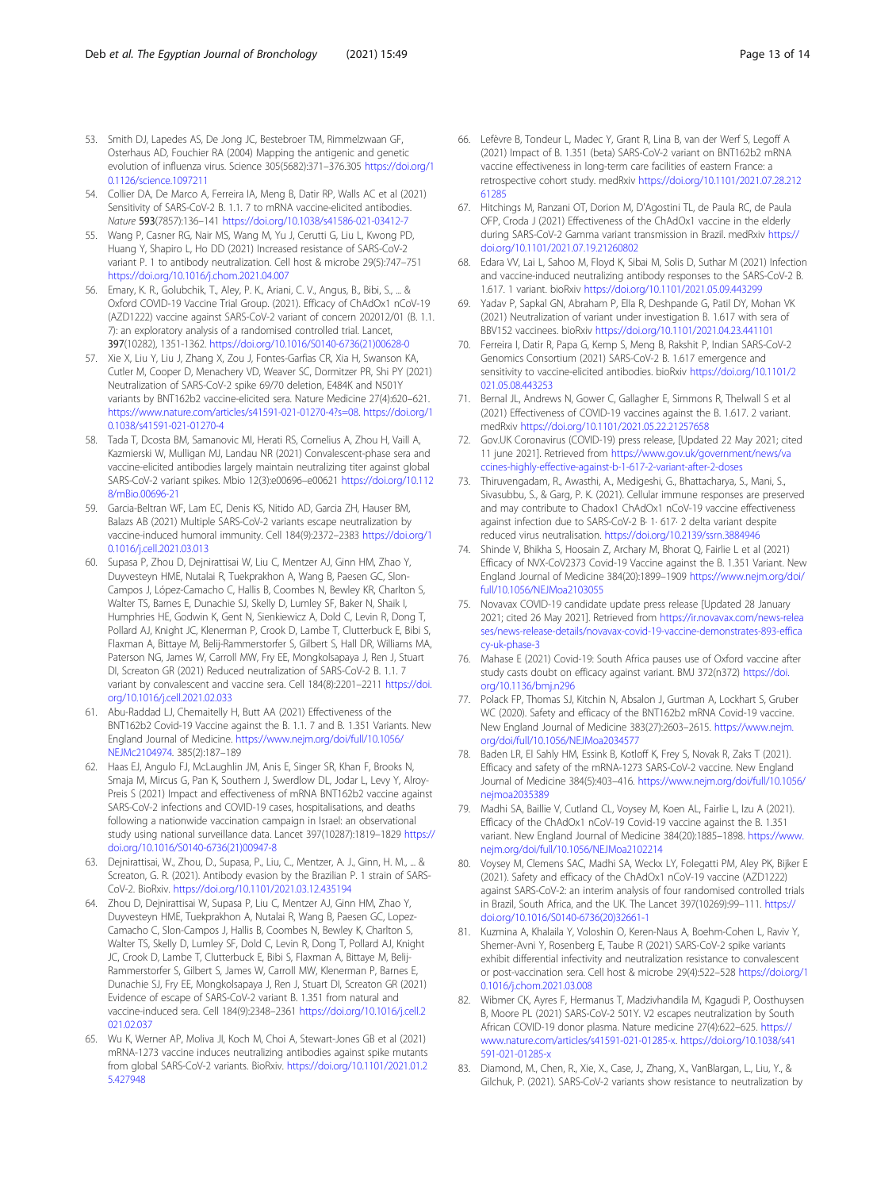53. Smith DJ, Lapedes AS, De Jong JC, Bestebroer TM, Rimmelzwaan GF, Osterhaus AD, Fouchier RA (2004) Mapping the antigenic and genetic evolution of influenza virus. Science 305(5682):371–376.305 https://doi.org/10.1126/science.1097211
54. Collier DA, De Marco A, Ferreira IA, Meng B, Datir RP, Walls AC et al (2021) Sensitivity of SARS-CoV-2 B. 1.1. 7 to mRNA vaccine-elicited antibodies. *Nature* **593**(7857):136–141 https://doi.org/10.1038/s41586-021-03412-7
55. Wang P, Casner RG, Nair MS, Wang M, Yu J, Cerutti G, Liu L, Kwong PD, Huang Y, Shapiro L, Ho DD (2021) Increased resistance of SARS-CoV-2 variant P. 1 to antibody neutralization. Cell host & microbe 29(5):747–751 https://doi.org/10.1016/j.chom.2021.04.007
56. Emary, K. R., Golubchik, T., Aley, P. K., Ariani, C. V., Angus, B., Bibi, S., ... & Oxford COVID-19 Vaccine Trial Group. (2021). Efficacy of ChAdOx1 nCoV-19 (AZD1222) vaccine against SARS-CoV-2 variant of concern 202012/01 (B. 1.1. 7): an exploratory analysis of a randomised controlled trial. Lancet, **397**(10282), 1351-1362. https://doi.org/10.1016/S0140-6736(21)00628-0
57. Xie X, Liu Y, Liu J, Zhang X, Zou J, Fontes-Garfias CR, Xia H, Swanson KA, Cutler M, Cooper D, Menachery VD, Weaver SC, Dormitzer PR, Shi PY (2021) Neutralization of SARS-CoV-2 spike 69/70 deletion, E484K and N501Y variants by BNT162b2 vaccine-elicited sera. Nature Medicine 27(4):620–621. https://www.nature.com/articles/s41591-021-01270-4?s=08. https://doi.org/10.1038/s41591-021-01270-4
58. Tada T, Dcosta BM, Samanovic MI, Herati RS, Cornelius A, Zhou H, Vaill A, Kazmierski W, Mulligan MJ, Landau NR (2021) Convalescent-phase sera and vaccine-elicited antibodies largely maintain neutralizing titer against global SARS-CoV-2 variant spikes. Mbio 12(3):e00696–e00621 https://doi.org/10.1128/mBio.00696-21
59. Garcia-Beltran WF, Lam EC, Denis KS, Nitido AD, Garcia ZH, Hauser BM, Balazs AB (2021) Multiple SARS-CoV-2 variants escape neutralization by vaccine-induced humoral immunity. Cell 184(9):2372–2383 https://doi.org/10.1016/j.cell.2021.03.013
60. Supasa P, Zhou D, Dejnirattisai W, Liu C, Mentzer AJ, Ginn HM, Zhao Y, Duyvesteyn HME, Nutalai R, Tuekprakhon A, Wang B, Paesen GC, Slon-Campos J, López-Camacho C, Hallis B, Coombes N, Bewley KR, Charlton S, Walter TS, Barnes E, Dunachie SJ, Skelly D, Lumley SF, Baker N, Shaik I, Humphries HE, Godwin K, Gent N, Sienkiewicz A, Dold C, Levin R, Dong T, Pollard AJ, Knight JC, Klenerman P, Crook D, Lambe T, Clutterbuck E, Bibi S, Flaxman A, Bittaye M, Belij-Rammerstorfer S, Gilbert S, Hall DR, Williams MA, Paterson NG, James W, Carroll MW, Fry EE, Mongkolsapaya J, Ren J, Stuart DI, Screaton GR (2021) Reduced neutralization of SARS-CoV-2 B. 1.1. 7 variant by convalescent and vaccine sera. Cell 184(8):2201–2211 https://doi.org/10.1016/j.cell.2021.02.033
61. Abu-Raddad LJ, Chemaitelly H, Butt AA (2021) Effectiveness of the BNT162b2 Covid-19 Vaccine against the B. 1.1. 7 and B. 1.351 Variants. New England Journal of Medicine. https://www.nejm.org/doi/full/10.1056/NEJMc2104974. 385(2):187–189
62. Haas EJ, Angulo FJ, McLaughlin JM, Anis E, Singer SR, Khan F, Brooks N, Smaja M, Mircus G, Pan K, Southern J, Swerdlow DL, Jodar L, Levy Y, Alroy-Preis S (2021) Impact and effectiveness of mRNA BNT162b2 vaccine against SARS-CoV-2 infections and COVID-19 cases, hospitalisations, and deaths following a nationwide vaccination campaign in Israel: an observational study using national surveillance data. Lancet 397(10287):1819–1829 https://doi.org/10.1016/S0140-6736(21)00947-8
63. Dejnirattisai, W., Zhou, D., Supasa, P., Liu, C., Mentzer, A. J., Ginn, H. M., ... & Screaton, G. R. (2021). Antibody evasion by the Brazilian P. 1 strain of SARS-CoV-2. BioRxiv. https://doi.org/10.1101/2021.03.12.435194
64. Zhou D, Dejnirattisai W, Supasa P, Liu C, Mentzer AJ, Ginn HM, Zhao Y, Duyvesteyn HME, Tuekprakhon A, Nutalai R, Wang B, Paesen GC, Lopez-Camacho C, Slon-Campos J, Hallis B, Coombes N, Bewley K, Charlton S, Walter TS, Skelly D, Lumley SF, Dold C, Levin R, Dong T, Pollard AJ, Knight JC, Crook D, Lambe T, Clutterbuck E, Bibi S, Flaxman A, Bittaye M, Belij-Rammerstorfer S, Gilbert S, James W, Carroll MW, Klenerman P, Barnes E, Dunachie SJ, Fry EE, Mongkolsapaya J, Ren J, Stuart DI, Screaton GR (2021) Evidence of escape of SARS-CoV-2 variant B. 1.351 from natural and vaccine-induced sera. Cell 184(9):2348–2361 https://doi.org/10.1016/j.cell.2021.02.037
65. Wu K, Werner AP, Moliva JI, Koch M, Choi A, Stewart-Jones GB et al (2021) mRNA-1273 vaccine induces neutralizing antibodies against spike mutants from global SARS-CoV-2 variants. BioRxiv. https://doi.org/10.1101/2021.01.25.427948
66. Lefèvre B, Tondeur L, Madec Y, Grant R, Lina B, van der Werf S, Legoff A (2021) Impact of B. 1.351 (beta) SARS-CoV-2 variant on BNT162b2 mRNA vaccine effectiveness in long-term care facilities of eastern France: a retrospective cohort study. medRxiv https://doi.org/10.1101/2021.07.28.21261285
67. Hitchings M, Ranzani OT, Dorion M, D'Agostini TL, de Paula RC, de Paula OFP, Croda J (2021) Effectiveness of the ChAdOx1 vaccine in the elderly during SARS-CoV-2 Gamma variant transmission in Brazil. medRxiv https://doi.org/10.1101/2021.07.19.21260802
68. Edara VV, Lai L, Sahoo M, Floyd K, Sibai M, Solis D, Suthar M (2021) Infection and vaccine-induced neutralizing antibody responses to the SARS-CoV-2 B. 1.617. 1 variant. bioRxiv https://doi.org/10.1101/2021.05.09.443299
69. Yadav P, Sapkal GN, Abraham P, Ella R, Deshpande G, Patil DY, Mohan VK (2021) Neutralization of variant under investigation B. 1.617 with sera of BBV152 vaccinees. bioRxiv https://doi.org/10.1101/2021.04.23.441101
70. Ferreira I, Datir R, Papa G, Kemp S, Meng B, Rakshit P, Indian SARS-CoV-2 Genomics Consortium (2021) SARS-CoV-2 B. 1.617 emergence and sensitivity to vaccine-elicited antibodies. bioRxiv https://doi.org/10.1101/2021.05.08.443253
71. Bernal JL, Andrews N, Gower C, Gallagher E, Simmons R, Thelwall S et al (2021) Effectiveness of COVID-19 vaccines against the B. 1.617. 2 variant. medRxiv https://doi.org/10.1101/2021.05.22.21257658
72. Gov.UK Coronavirus (COVID-19) press release, [Updated 22 May 2021; cited 11 june 2021]. Retrieved from https://www.gov.uk/government/news/vaccines-highly-effective-against-b-1-617-2-variant-after-2-doses
73. Thiruvengadam, R., Awasthi, A., Medigeshi, G., Bhattacharya, S., Mani, S., Sivasubbu, S., & Garg, P. K. (2021). Cellular immune responses are preserved and may contribute to Chadox1 ChAdOx1 nCoV-19 vaccine effectiveness against infection due to SARS-CoV-2 B· 1· 617· 2 delta variant despite reduced virus neutralisation. https://doi.org/10.2139/ssrn.3884946
74. Shinde V, Bhikha S, Hoosain Z, Archary M, Bhorat Q, Fairlie L et al (2021) Efficacy of NVX-CoV2373 Covid-19 Vaccine against the B. 1.351 Variant. New England Journal of Medicine 384(20):1899–1909 https://www.nejm.org/doi/full/10.1056/NEJMoa2103055
75. Novavax COVID-19 candidate update press release [Updated 28 January 2021; cited 26 May 2021]. Retrieved from https://ir.novavax.com/news-releases/news-release-details/novavax-covid-19-vaccine-demonstrates-893-efficacy-uk-phase-3
76. Mahase E (2021) Covid-19: South Africa pauses use of Oxford vaccine after study casts doubt on efficacy against variant. BMJ 372(n372) https://doi.org/10.1136/bmj.n296
77. Polack FP, Thomas SJ, Kitchin N, Absalon J, Gurtman A, Lockhart S, Gruber WC (2020). Safety and efficacy of the BNT162b2 mRNA Covid-19 vaccine. New England Journal of Medicine 383(27):2603–2615. https://www.nejm.org/doi/full/10.1056/NEJMoa2034577
78. Baden LR, El Sahly HM, Essink B, Kotloff K, Frey S, Novak R, Zaks T (2021). Efficacy and safety of the mRNA-1273 SARS-CoV-2 vaccine. New England Journal of Medicine 384(5):403–416. https://www.nejm.org/doi/full/10.1056/nejmoa2035389
79. Madhi SA, Baillie V, Cutland CL, Voysey M, Koen AL, Fairlie L, Izu A (2021). Efficacy of the ChAdOx1 nCoV-19 Covid-19 vaccine against the B. 1.351 variant. New England Journal of Medicine 384(20):1885–1898. https://www.nejm.org/doi/full/10.1056/NEJMoa2102214
80. Voysey M, Clemens SAC, Madhi SA, Weckx LY, Folegatti PM, Aley PK, Bijker E (2021). Safety and efficacy of the ChAdOx1 nCoV-19 vaccine (AZD1222) against SARS-CoV-2: an interim analysis of four randomised controlled trials in Brazil, South Africa, and the UK. The Lancet 397(10269):99–111. https://doi.org/10.1016/S0140-6736(20)32661-1
81. Kuzmina A, Khalaila Y, Voloshin O, Keren-Naus A, Boehm-Cohen L, Raviv Y, Shemer-Avni Y, Rosenberg E, Taube R (2021) SARS-CoV-2 spike variants exhibit differential infectivity and neutralization resistance to convalescent or post-vaccination sera. Cell host & microbe 29(4):522–528 https://doi.org/10.1016/j.chom.2021.03.008
82. Wibmer CK, Ayres F, Hermanus T, Madzivhandila M, Kgagudi P, Oosthuysen B, Moore PL (2021) SARS-CoV-2 501Y. V2 escapes neutralization by South African COVID-19 donor plasma. Nature medicine 27(4):622–625. https://www.nature.com/articles/s41591-021-01285-x. https://doi.org/10.1038/s41591-021-01285-x
83. Diamond, M., Chen, R., Xie, X., Case, J., Zhang, X., VanBlargan, L., Liu, Y., & Gilchuk, P. (2021). SARS-CoV-2 variants show resistance to neutralization by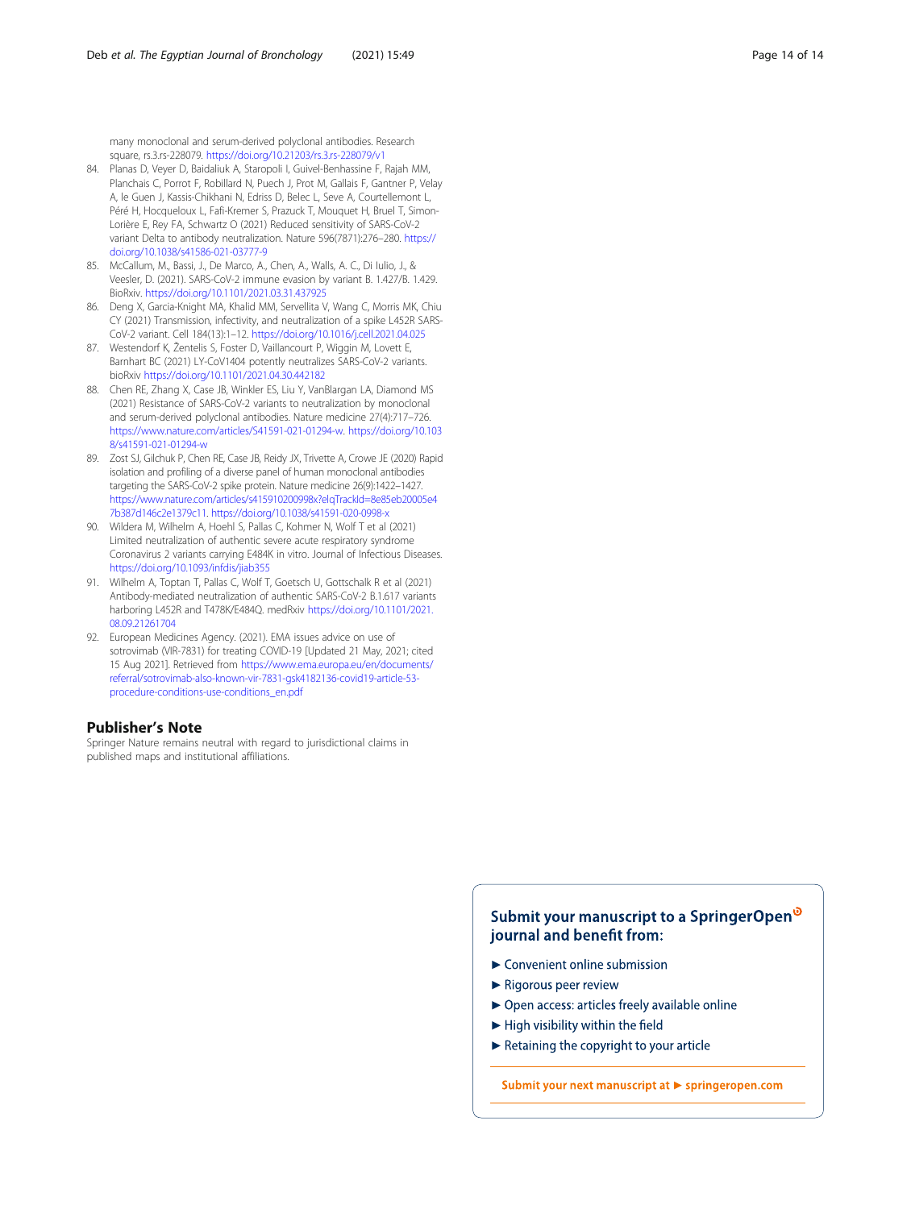many monoclonal and serum-derived polyclonal antibodies. Research square, rs.3.rs-228079. https://doi.org/10.21203/rs.3.rs-228079/v1

84. Planas D, Veyer D, Baidaliuk A, Staropoli I, Guivel-Benhassine F, Rajah MM, Planchais C, Porrot F, Robillard N, Puech J, Prot M, Gallais F, Gantner P, Velay A, le Guen J, Kassis-Chikhani N, Edriss D, Belec L, Seve A, Courtellemont L, Péré H, Hocqueloux L, Fafi-Kremer S, Prazuck T, Mouquet H, Bruel T, Simon-Lorière E, Rey FA, Schwartz O (2021) Reduced sensitivity of SARS-CoV-2 variant Delta to antibody neutralization. Nature 596(7871):276–280. https://doi.org/10.1038/s41586-021-03777-9
85. McCallum, M., Bassi, J., De Marco, A., Chen, A., Walls, A. C., Di Iulio, J., & Veesler, D. (2021). SARS-CoV-2 immune evasion by variant B. 1.427/B. 1.429. BioRxiv. https://doi.org/10.1101/2021.03.31.437925
86. Deng X, Garcia-Knight MA, Khalid MM, Servellita V, Wang C, Morris MK, Chiu CY (2021) Transmission, infectivity, and neutralization of a spike L452R SARS-CoV-2 variant. Cell 184(13):1–12. https://doi.org/10.1016/j.cell.2021.04.025
87. Westendorf K, Žentelis S, Foster D, Vaillancourt P, Wiggin M, Lovett E, Barnhart BC (2021) LY-CoV1404 potently neutralizes SARS-CoV-2 variants. bioRxiv https://doi.org/10.1101/2021.04.30.442182
88. Chen RE, Zhang X, Case JB, Winkler ES, Liu Y, VanBlargan LA, Diamond MS (2021) Resistance of SARS-CoV-2 variants to neutralization by monoclonal and serum-derived polyclonal antibodies. Nature medicine 27(4):717–726. https://www.nature.com/articles/S41591-021-01294-w. https://doi.org/10.1038/s41591-021-01294-w
89. Zost SJ, Gilchuk P, Chen RE, Case JB, Reidy JX, Trivette A, Crowe JE (2020) Rapid isolation and profiling of a diverse panel of human monoclonal antibodies targeting the SARS-CoV-2 spike protein. Nature medicine 26(9):1422–1427. https://www.nature.com/articles/s415910200998x?elqTrackId=8e85eb20005e47b387d146c2e1379c11. https://doi.org/10.1038/s41591-020-0998-x
90. Wildera M, Wilhelm A, Hoehl S, Pallas C, Kohmer N, Wolf T et al (2021) Limited neutralization of authentic severe acute respiratory syndrome Coronavirus 2 variants carrying E484K in vitro. Journal of Infectious Diseases. https://doi.org/10.1093/infdis/jiab355
91. Wilhelm A, Toptan T, Pallas C, Wolf T, Goetsch U, Gottschalk R et al (2021) Antibody-mediated neutralization of authentic SARS-CoV-2 B.1.617 variants harboring L452R and T478K/E484Q. medRxiv https://doi.org/10.1101/2021.08.09.21261704
92. European Medicines Agency. (2021). EMA issues advice on use of sotrovimab (VIR-7831) for treating COVID-19 [Updated 21 May, 2021; cited 15 Aug 2021]. Retrieved from https://www.ema.europa.eu/en/documents/referral/sotrovimab-also-known-vir-7831-gsk4182136-covid19-article-53-procedure-conditions-use-conditions_en.pdf

## Publisher's Note

Springer Nature remains neutral with regard to jurisdictional claims in published maps and institutional affiliations.